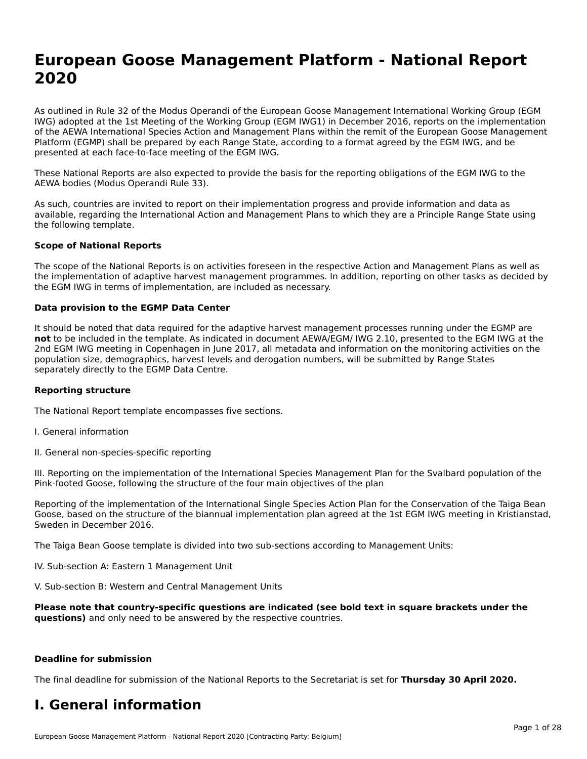# European Goose Management Platform - National Report 2020

As outlined in Rule 32 of the Modus Operandi of the European Goose Management International Working Group (EGM IWG) adopted at the 1st Meeting of the Working Group (EGM IWG1) in December 2016, reports on the implementation of the AEWA International Species Action and Management Plans within the remit of the European Goose Management Platform (EGMP) shall be prepared by each Range State, according to a format agreed by the EGM IWG, and be presented at each face-to-face meeting of the EGM IWG.

These National Reports are also expected to provide the basis for the reporting obligations of the EGM IWG to the AEWA bodies (Modus Operandi Rule 33).

As such, countries are invited to report on their implementation progress and provide information and data as available, regarding the International Action and Management Plans to which they are a Principle Range State using the following template.

**Scope of National Reports**

The scope of the National Reports is on activities foreseen in the respective Action and Management Plans as well as the implementation of adaptive harvest management programmes. In addition, reporting on other tasks as decided by the EGM IWG in terms of implementation, are included as necessary.

**Data provision to the EGMP Data Center**

It should be noted that data required for the adaptive harvest management processes running under the EGMP are **not** to be included in the template. As indicated in document AEWA/EGM/ IWG 2.10, presented to the EGM IWG at the 2nd EGM IWG meeting in Copenhagen in June 2017, all metadata and information on the monitoring activities on the population size, demographics, harvest levels and derogation numbers, will be submitted by Range States separately directly to the EGMP Data Centre.

**Reporting structure**

The National Report template encompasses five sections.

I. General information

II. General non-species-specific reporting

III. Reporting on the implementation of the International Species Management Plan for the Svalbard population of the Pink-footed Goose, following the structure of the four main objectives of the plan

Reporting of the implementation of the International Single Species Action Plan for the Conservation of the Taiga Bean Goose, based on the structure of the biannual implementation plan agreed at the 1st EGM IWG meeting in Kristianstad, Sweden in December 2016.

The Taiga Bean Goose template is divided into two sub-sections according to Management Units:

IV. Sub-section A: Eastern 1 Management Unit

V. Sub-section B: Western and Central Management Units

**Please note that country-specific questions are indicated (see bold text in square brackets under the questions)** and only need to be answered by the respective countries.

**Deadline for submission**

The final deadline for submission of the National Reports to the Secretariat is set for **Thursday 30 April 2020.**

# I. General information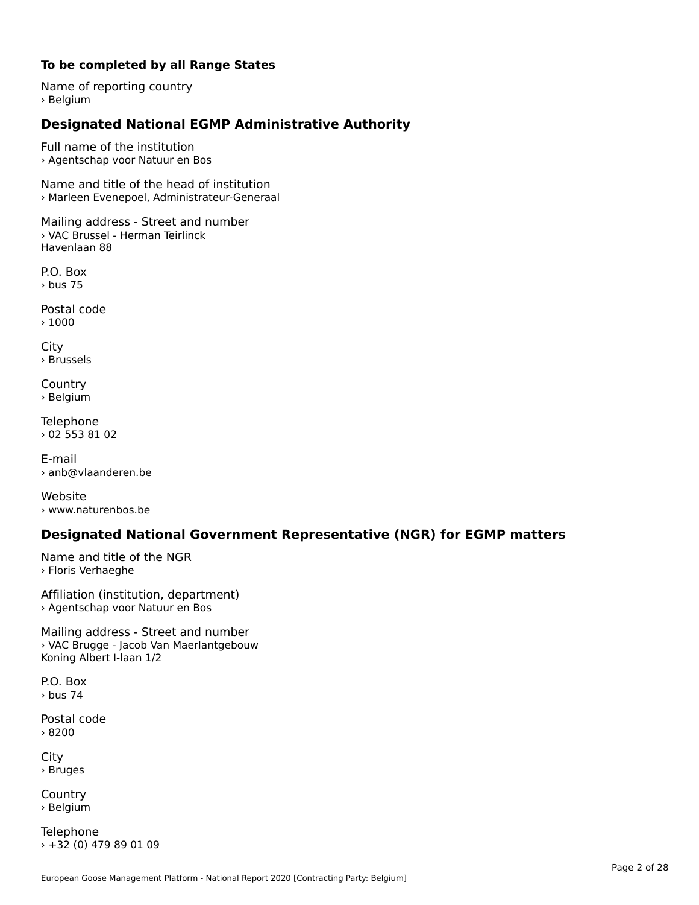### To be completed by all Range States

Name of reporting country
› Belgium

## Designated National EGMP Administrative Authority

Full name of the institution
› Agentschap voor Natuur en Bos

Name and title of the head of institution
› Marleen Evenepoel, Administrateur-Generaal

Mailing address - Street and number
› VAC Brussel - Herman Teirlinck
Havenlaan 88

P.O. Box
› bus 75

Postal code
› 1000

City
› Brussels

Country
› Belgium

Telephone
› 02 553 81 02

E-mail
› anb@vlaanderen.be

Website
› www.naturenbos.be

## Designated National Government Representative (NGR) for EGMP matters

Name and title of the NGR
› Floris Verhaeghe

Affiliation (institution, department)
› Agentschap voor Natuur en Bos

Mailing address - Street and number
› VAC Brugge - Jacob Van Maerlantgebouw
Koning Albert I-laan 1/2

P.O. Box
› bus 74

Postal code
› 8200

City
› Bruges

Country
› Belgium

Telephone
› +32 (0) 479 89 01 09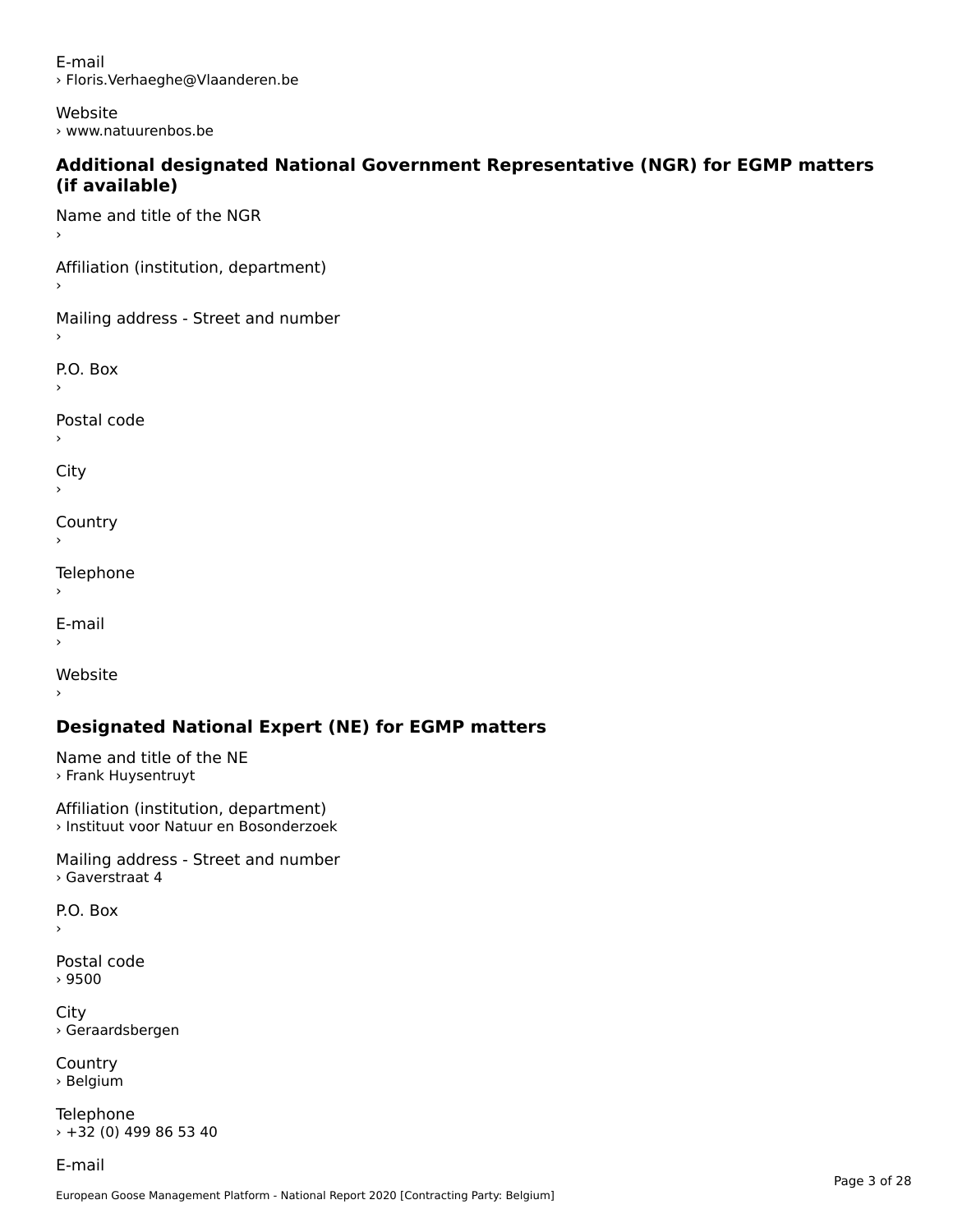E-mail
› Floris.Verhaeghe@Vlaanderen.be

Website
› www.natuurenbos.be

### Additional designated National Government Representative (NGR) for EGMP matters (if available)

Name and title of the NGR
›

Affiliation (institution, department)
›

Mailing address - Street and number
›

P.O. Box
›

Postal code
›

City
›

Country
›

Telephone
›

E-mail
›

Website
›

### Designated National Expert (NE) for EGMP matters

Name and title of the NE
› Frank Huysentruyt

Affiliation (institution, department)
› Instituut voor Natuur en Bosonderzoek

Mailing address - Street and number
› Gaverstraat 4

P.O. Box
›

Postal code
› 9500

City
› Geraardsbergen

Country
› Belgium

Telephone
› +32 (0) 499 86 53 40

E-mail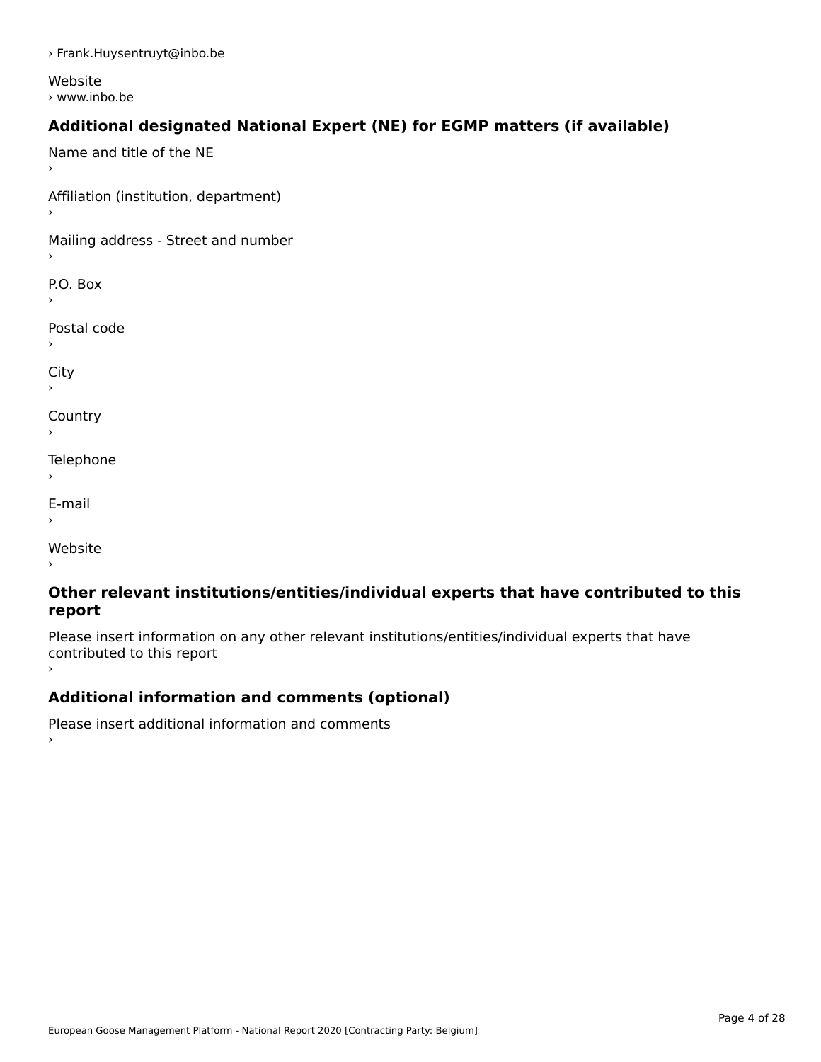› Frank.Huysentruyt@inbo.be

Website
› www.inbo.be

### Additional designated National Expert (NE) for EGMP matters (if available)

Name and title of the NE
›

Affiliation (institution, department)
›

Mailing address - Street and number
›

P.O. Box
›

Postal code
›

City
›

Country
›

Telephone
›

E-mail
›

Website
›

### Other relevant institutions/entities/individual experts that have contributed to this report

Please insert information on any other relevant institutions/entities/individual experts that have contributed to this report
›

### Additional information and comments (optional)

Please insert additional information and comments
›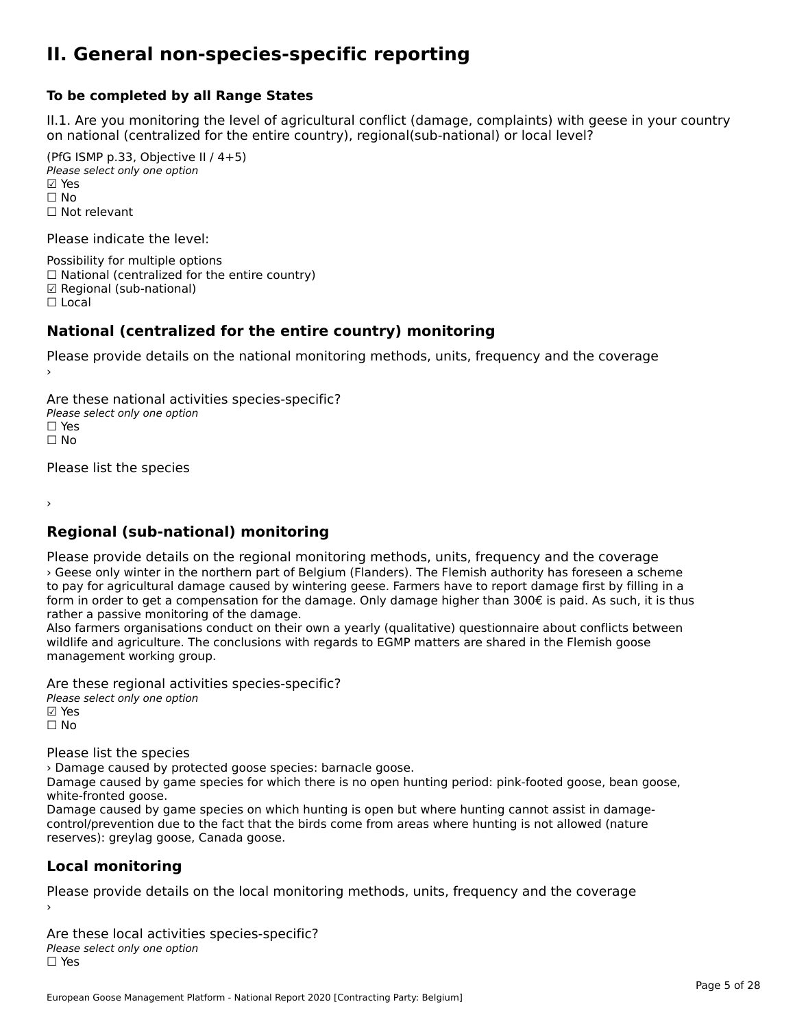# II. General non-species-specific reporting

**To be completed by all Range States**

II.1. Are you monitoring the level of agricultural conflict (damage, complaints) with geese in your country on national (centralized for the entire country), regional(sub-national) or local level?

(PfG ISMP p.33, Objective II / 4+5)
*Please select only one option*
☑ Yes
☐ No
☐ Not relevant

Please indicate the level:

Possibility for multiple options
☐ National (centralized for the entire country)
☑ Regional (sub-national)
☐ Local

## National (centralized for the entire country) monitoring

Please provide details on the national monitoring methods, units, frequency and the coverage
›

Are these national activities species-specific?
*Please select only one option*
☐ Yes
☐ No

Please list the species

›

## Regional (sub-national) monitoring

Please provide details on the regional monitoring methods, units, frequency and the coverage
› Geese only winter in the northern part of Belgium (Flanders). The Flemish authority has foreseen a scheme to pay for agricultural damage caused by wintering geese. Farmers have to report damage first by filling in a form in order to get a compensation for the damage. Only damage higher than 300€ is paid. As such, it is thus rather a passive monitoring of the damage.
Also farmers organisations conduct on their own a yearly (qualitative) questionnaire about conflicts between wildlife and agriculture. The conclusions with regards to EGMP matters are shared in the Flemish goose management working group.

Are these regional activities species-specific?
*Please select only one option*
☑ Yes
☐ No

Please list the species
› Damage caused by protected goose species: barnacle goose.
Damage caused by game species for which there is no open hunting period: pink-footed goose, bean goose, white-fronted goose.
Damage caused by game species on which hunting is open but where hunting cannot assist in damage-control/prevention due to the fact that the birds come from areas where hunting is not allowed (nature reserves): greylag goose, Canada goose.

## Local monitoring

Please provide details on the local monitoring methods, units, frequency and the coverage
›

Are these local activities species-specific?
*Please select only one option*
☐ Yes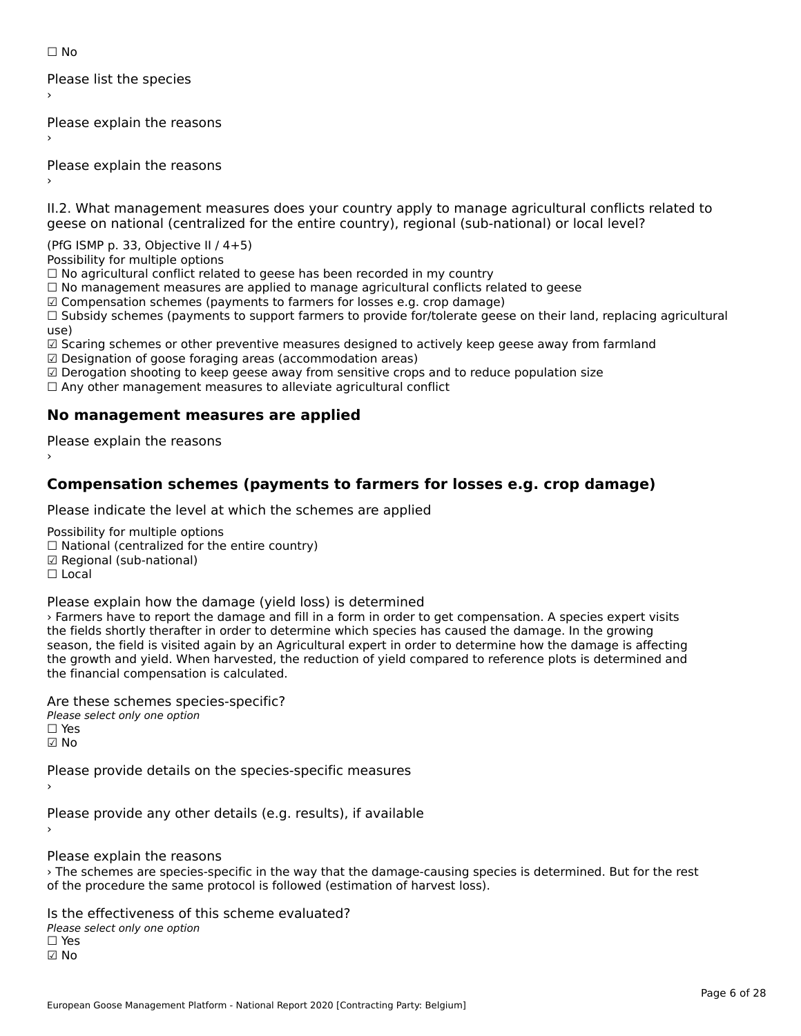☐ No

Please list the species
›

Please explain the reasons
›

Please explain the reasons
›

II.2. What management measures does your country apply to manage agricultural conflicts related to geese on national (centralized for the entire country), regional (sub-national) or local level?

(PfG ISMP p. 33, Objective II / 4+5)
Possibility for multiple options
☐ No agricultural conflict related to geese has been recorded in my country
☐ No management measures are applied to manage agricultural conflicts related to geese
☑ Compensation schemes (payments to farmers for losses e.g. crop damage)
☐ Subsidy schemes (payments to support farmers to provide for/tolerate geese on their land, replacing agricultural use)
☑ Scaring schemes or other preventive measures designed to actively keep geese away from farmland
☑ Designation of goose foraging areas (accommodation areas)
☑ Derogation shooting to keep geese away from sensitive crops and to reduce population size
☐ Any other management measures to alleviate agricultural conflict

## No management measures are applied

Please explain the reasons
›

## Compensation schemes (payments to farmers for losses e.g. crop damage)

Please indicate the level at which the schemes are applied

Possibility for multiple options
☐ National (centralized for the entire country)
☑ Regional (sub-national)
☐ Local

Please explain how the damage (yield loss) is determined
› Farmers have to report the damage and fill in a form in order to get compensation. A species expert visits the fields shortly therafter in order to determine which species has caused the damage. In the growing season, the field is visited again by an Agricultural expert in order to determine how the damage is affecting the growth and yield. When harvested, the reduction of yield compared to reference plots is determined and the financial compensation is calculated.

Are these schemes species-specific?
*Please select only one option*
☐ Yes
☑ No

Please provide details on the species-specific measures
›

Please provide any other details (e.g. results), if available
›

Please explain the reasons
› The schemes are species-specific in the way that the damage-causing species is determined. But for the rest of the procedure the same protocol is followed (estimation of harvest loss).

Is the effectiveness of this scheme evaluated?
*Please select only one option*
☐ Yes
☑ No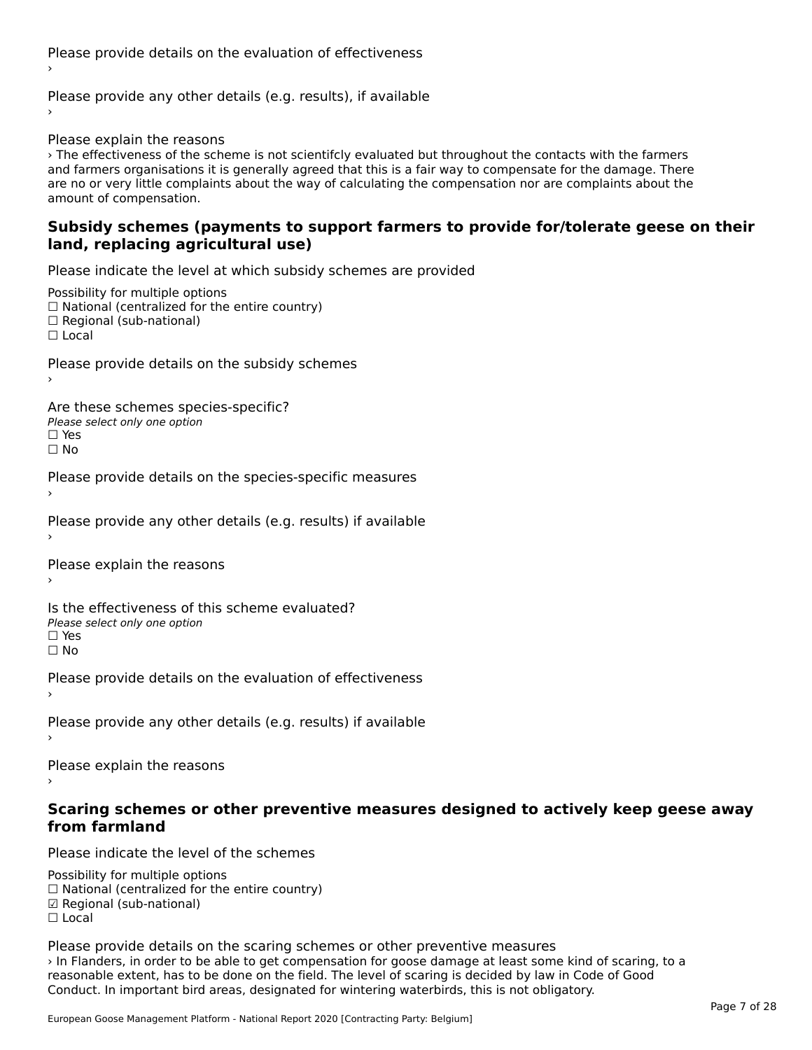Please provide details on the evaluation of effectiveness

›

Please provide any other details (e.g. results), if available

›

Please explain the reasons

› The effectiveness of the scheme is not scientifcly evaluated but throughout the contacts with the farmers and farmers organisations it is generally agreed that this is a fair way to compensate for the damage. There are no or very little complaints about the way of calculating the compensation nor are complaints about the amount of compensation.

### Subsidy schemes (payments to support farmers to provide for/tolerate geese on their land, replacing agricultural use)

Please indicate the level at which subsidy schemes are provided

Possibility for multiple options
☐ National (centralized for the entire country)
☐ Regional (sub-national)
☐ Local

Please provide details on the subsidy schemes

›

Are these schemes species-specific?
*Please select only one option*
☐ Yes
☐ No

Please provide details on the species-specific measures

›

Please provide any other details (e.g. results) if available

›

Please explain the reasons

›

Is the effectiveness of this scheme evaluated?
*Please select only one option*
☐ Yes
☐ No

Please provide details on the evaluation of effectiveness

›

Please provide any other details (e.g. results) if available

›

Please explain the reasons

›

### Scaring schemes or other preventive measures designed to actively keep geese away from farmland

Please indicate the level of the schemes

Possibility for multiple options
☐ National (centralized for the entire country)
☑ Regional (sub-national)
☐ Local

Please provide details on the scaring schemes or other preventive measures

› In Flanders, in order to be able to get compensation for goose damage at least some kind of scaring, to a reasonable extent, has to be done on the field. The level of scaring is decided by law in Code of Good Conduct. In important bird areas, designated for wintering waterbirds, this is not obligatory.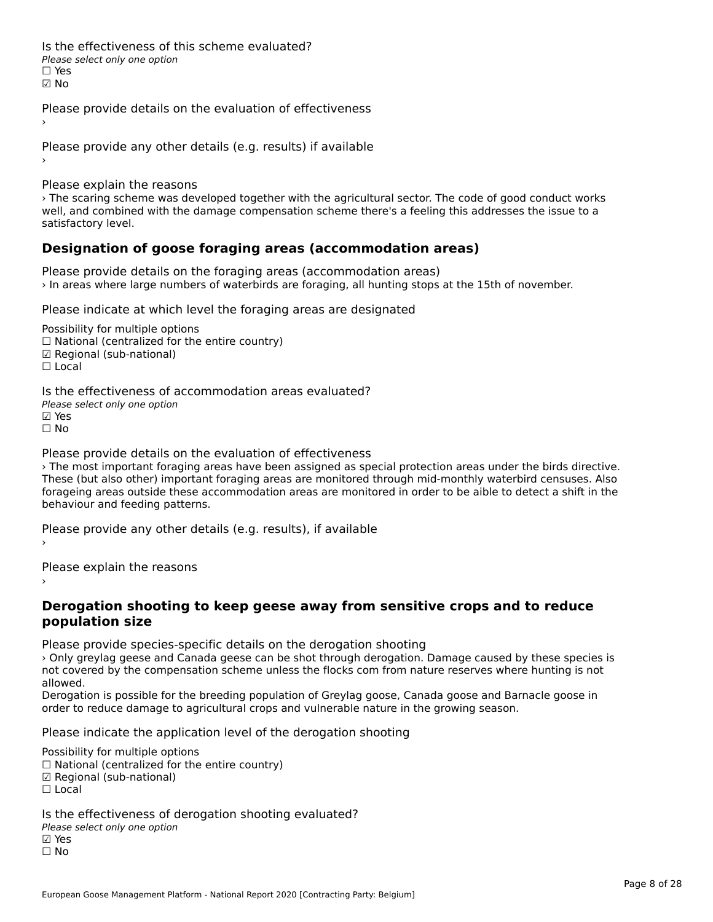Is the effectiveness of this scheme evaluated?

*Please select only one option*

☐ Yes
☑ No

Please provide details on the evaluation of effectiveness

›

Please provide any other details (e.g. results) if available

›

Please explain the reasons

› The scaring scheme was developed together with the agricultural sector. The code of good conduct works well, and combined with the damage compensation scheme there's a feeling this addresses the issue to a satisfactory level.

## Designation of goose foraging areas (accommodation areas)

Please provide details on the foraging areas (accommodation areas)

› In areas where large numbers of waterbirds are foraging, all hunting stops at the 15th of november.

Please indicate at which level the foraging areas are designated

Possibility for multiple options

☐ National (centralized for the entire country)
☑ Regional (sub-national)
☐ Local

Is the effectiveness of accommodation areas evaluated?

*Please select only one option*

☑ Yes
☐ No

Please provide details on the evaluation of effectiveness

› The most important foraging areas have been assigned as special protection areas under the birds directive. These (but also other) important foraging areas are monitored through mid-monthly waterbird censuses. Also forageing areas outside these accommodation areas are monitored in order to be aible to detect a shift in the behaviour and feeding patterns.

Please provide any other details (e.g. results), if available

›

Please explain the reasons

›

## Derogation shooting to keep geese away from sensitive crops and to reduce population size

Please provide species-specific details on the derogation shooting

› Only greylag geese and Canada geese can be shot through derogation. Damage caused by these species is not covered by the compensation scheme unless the flocks com from nature reserves where hunting is not allowed.

Derogation is possible for the breeding population of Greylag goose, Canada goose and Barnacle goose in order to reduce damage to agricultural crops and vulnerable nature in the growing season.

Please indicate the application level of the derogation shooting

Possibility for multiple options

☐ National (centralized for the entire country)
☑ Regional (sub-national)
☐ Local

Is the effectiveness of derogation shooting evaluated?

*Please select only one option*

☑ Yes
☐ No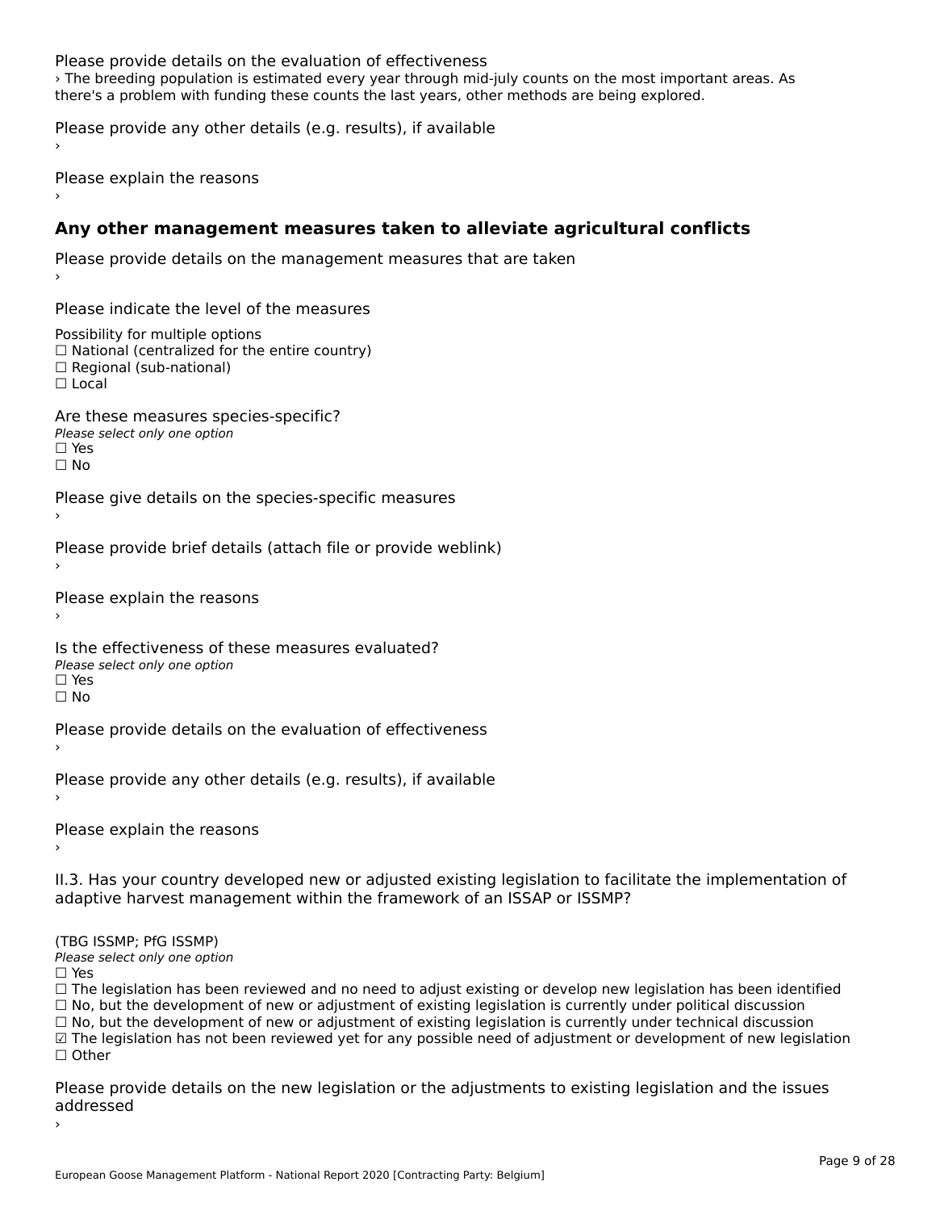Please provide details on the evaluation of effectiveness

› The breeding population is estimated every year through mid-july counts on the most important areas. As there's a problem with funding these counts the last years, other methods are being explored.

Please provide any other details (e.g. results), if available

›

Please explain the reasons

›

## Any other management measures taken to alleviate agricultural conflicts

Please provide details on the management measures that are taken

›

Please indicate the level of the measures

Possibility for multiple options
☐ National (centralized for the entire country)
☐ Regional (sub-national)
☐ Local

Are these measures species-specific?
*Please select only one option*
☐ Yes
☐ No

Please give details on the species-specific measures

›

Please provide brief details (attach file or provide weblink)

›

Please explain the reasons

›

Is the effectiveness of these measures evaluated?
*Please select only one option*
☐ Yes
☐ No

Please provide details on the evaluation of effectiveness

›

Please provide any other details (e.g. results), if available

›

Please explain the reasons

›

II.3. Has your country developed new or adjusted existing legislation to facilitate the implementation of adaptive harvest management within the framework of an ISSAP or ISSMP?

(TBG ISSMP; PfG ISSMP)
*Please select only one option*
☐ Yes
☐ The legislation has been reviewed and no need to adjust existing or develop new legislation has been identified
☐ No, but the development of new or adjustment of existing legislation is currently under political discussion
☐ No, but the development of new or adjustment of existing legislation is currently under technical discussion
☑ The legislation has not been reviewed yet for any possible need of adjustment or development of new legislation
☐ Other

Please provide details on the new legislation or the adjustments to existing legislation and the issues addressed

›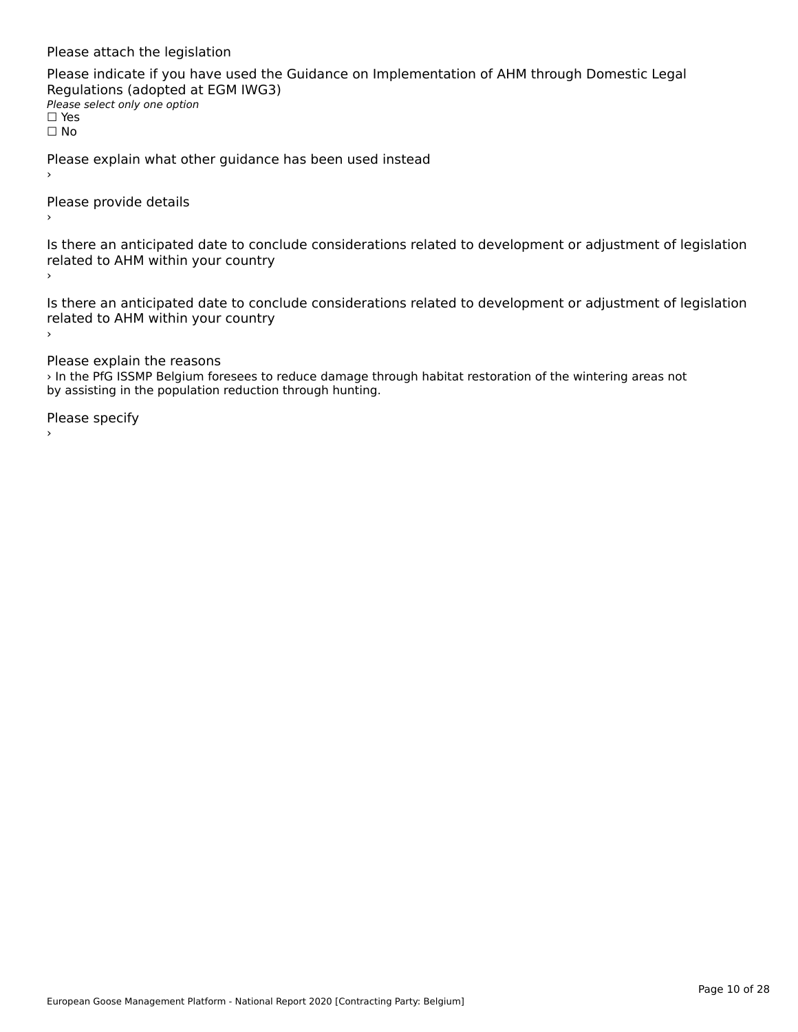Please attach the legislation

Please indicate if you have used the Guidance on Implementation of AHM through Domestic Legal Regulations (adopted at EGM IWG3)

*Please select only one option*

☐ Yes

☐ No

Please explain what other guidance has been used instead

›

Please provide details

›

Is there an anticipated date to conclude considerations related to development or adjustment of legislation related to AHM within your country

›

Is there an anticipated date to conclude considerations related to development or adjustment of legislation related to AHM within your country

›

Please explain the reasons

› In the PfG ISSMP Belgium foresees to reduce damage through habitat restoration of the wintering areas not by assisting in the population reduction through hunting.

Please specify

›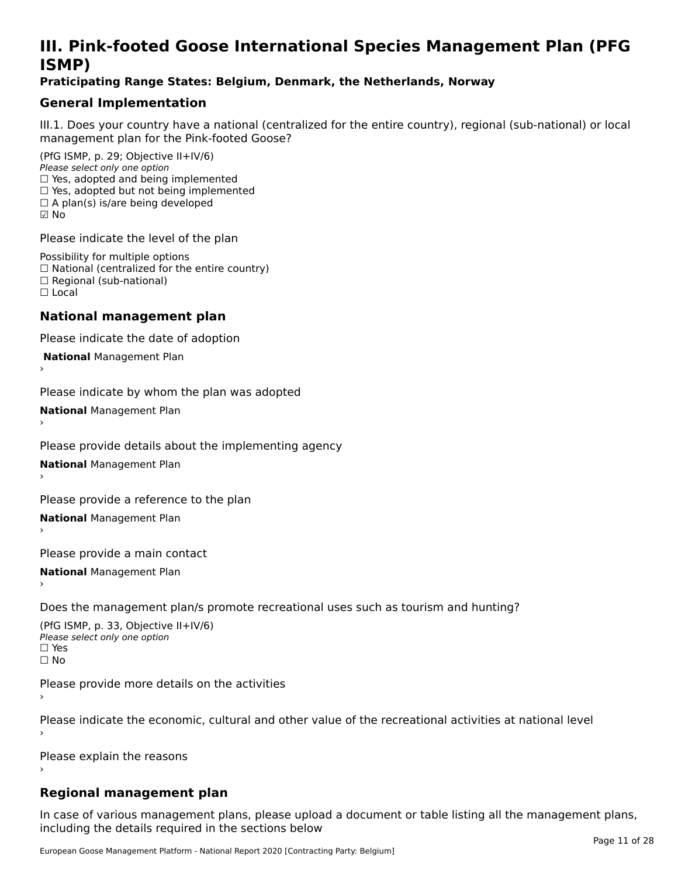# III. Pink-footed Goose International Species Management Plan (PFG ISMP)

**Praticipating Range States: Belgium, Denmark, the Netherlands, Norway**

## General Implementation

III.1. Does your country have a national (centralized for the entire country), regional (sub-national) or local management plan for the Pink-footed Goose?

(PfG ISMP, p. 29; Objective II+IV/6)
*Please select only one option*
☐ Yes, adopted and being implemented
☐ Yes, adopted but not being implemented
☐ A plan(s) is/are being developed
☑ No

Please indicate the level of the plan

Possibility for multiple options
☐ National (centralized for the entire country)
☐ Regional (sub-national)
☐ Local

## National management plan

Please indicate the date of adoption

**National** Management Plan
›

Please indicate by whom the plan was adopted

**National** Management Plan
›

Please provide details about the implementing agency

**National** Management Plan
›

Please provide a reference to the plan

**National** Management Plan
›

Please provide a main contact

**National** Management Plan
›

Does the management plan/s promote recreational uses such as tourism and hunting?

(PfG ISMP, p. 33, Objective II+IV/6)
*Please select only one option*
☐ Yes
☐ No

Please provide more details on the activities
›

Please indicate the economic, cultural and other value of the recreational activities at national level
›

Please explain the reasons
›

## Regional management plan

In case of various management plans, please upload a document or table listing all the management plans, including the details required in the sections below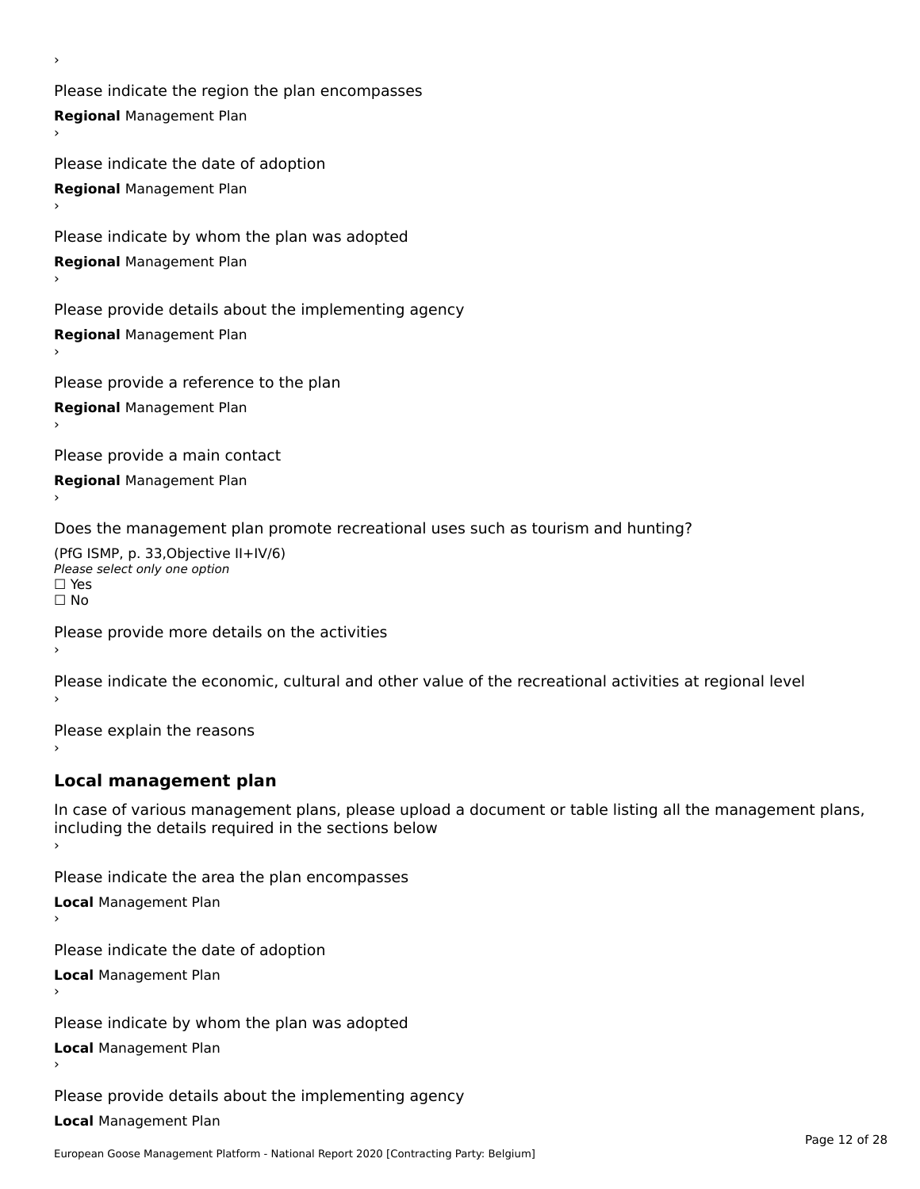›

Please indicate the region the plan encompasses

**Regional** Management Plan

›

Please indicate the date of adoption

**Regional** Management Plan

›

Please indicate by whom the plan was adopted

**Regional** Management Plan

›

Please provide details about the implementing agency

**Regional** Management Plan

›

Please provide a reference to the plan

**Regional** Management Plan

›

Please provide a main contact

**Regional** Management Plan

›

Does the management plan promote recreational uses such as tourism and hunting?

(PfG ISMP, p. 33,Objective II+IV/6)
*Please select only one option*
☐ Yes
☐ No

Please provide more details on the activities

›

Please indicate the economic, cultural and other value of the recreational activities at regional level

›

Please explain the reasons

›

## Local management plan

In case of various management plans, please upload a document or table listing all the management plans, including the details required in the sections below

›

Please indicate the area the plan encompasses

**Local** Management Plan

›

Please indicate the date of adoption

**Local** Management Plan

›

Please indicate by whom the plan was adopted

**Local** Management Plan

›

Please provide details about the implementing agency

**Local** Management Plan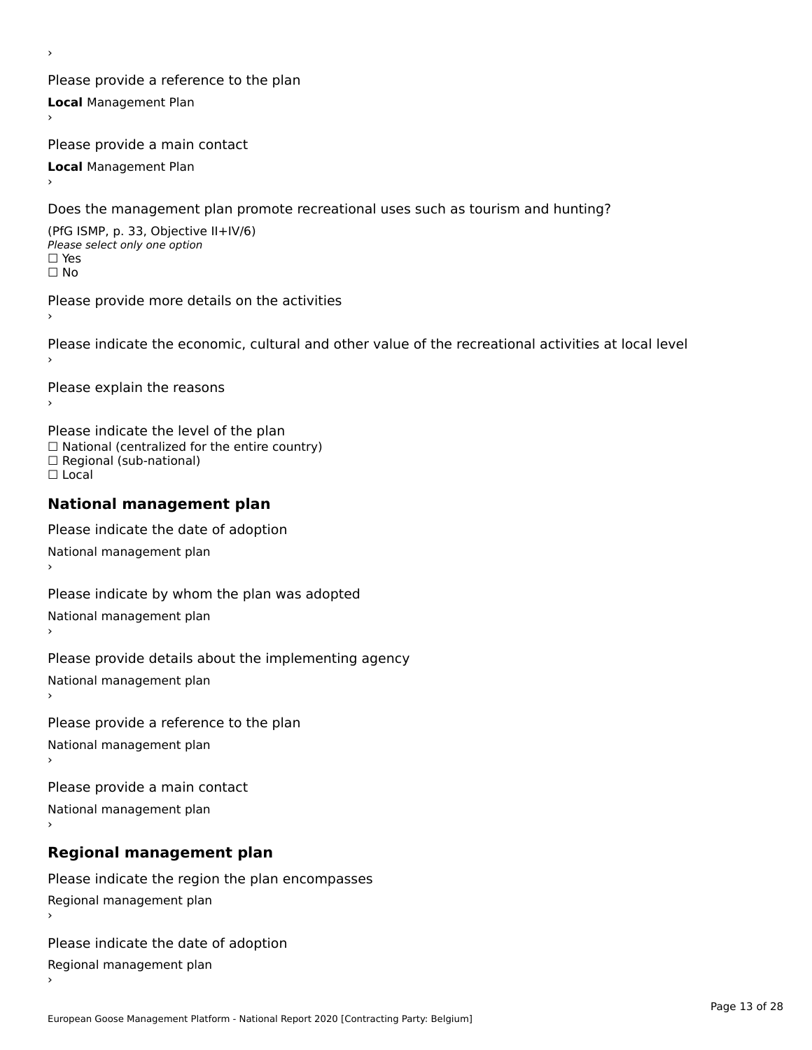›

Please provide a reference to the plan

**Local** Management Plan

›

Please provide a main contact

**Local** Management Plan

›

Does the management plan promote recreational uses such as tourism and hunting?

(PfG ISMP, p. 33, Objective II+IV/6)

*Please select only one option*

☐ Yes

☐ No

Please provide more details on the activities

›

Please indicate the economic, cultural and other value of the recreational activities at local level

›

Please explain the reasons

›

Please indicate the level of the plan

☐ National (centralized for the entire country)

☐ Regional (sub-national)

☐ Local

## National management plan

Please indicate the date of adoption

National management plan

›

Please indicate by whom the plan was adopted

National management plan

›

Please provide details about the implementing agency

National management plan

›

Please provide a reference to the plan

National management plan

›

Please provide a main contact

National management plan

›

## Regional management plan

Please indicate the region the plan encompasses

Regional management plan

›

Please indicate the date of adoption

Regional management plan

›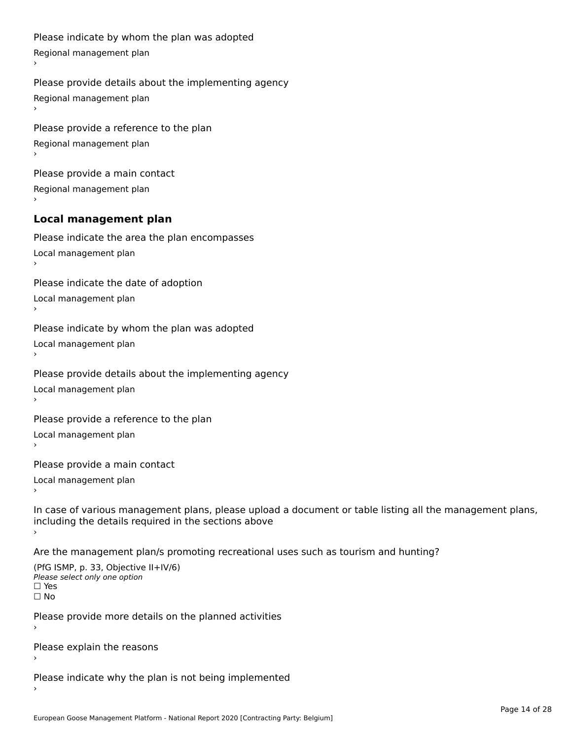Please indicate by whom the plan was adopted

Regional management plan

›

Please provide details about the implementing agency

Regional management plan

›

Please provide a reference to the plan

Regional management plan

›

Please provide a main contact

Regional management plan

›

### Local management plan

Please indicate the area the plan encompasses

Local management plan

›

Please indicate the date of adoption

Local management plan

›

Please indicate by whom the plan was adopted

Local management plan

›

Please provide details about the implementing agency

Local management plan

›

Please provide a reference to the plan

Local management plan

›

Please provide a main contact

Local management plan

›

In case of various management plans, please upload a document or table listing all the management plans, including the details required in the sections above

›

Are the management plan/s promoting recreational uses such as tourism and hunting?

(PfG ISMP, p. 33, Objective II+IV/6)

*Please select only one option*

☐ Yes

☐ No

Please provide more details on the planned activities

›

Please explain the reasons

›

Please indicate why the plan is not being implemented

›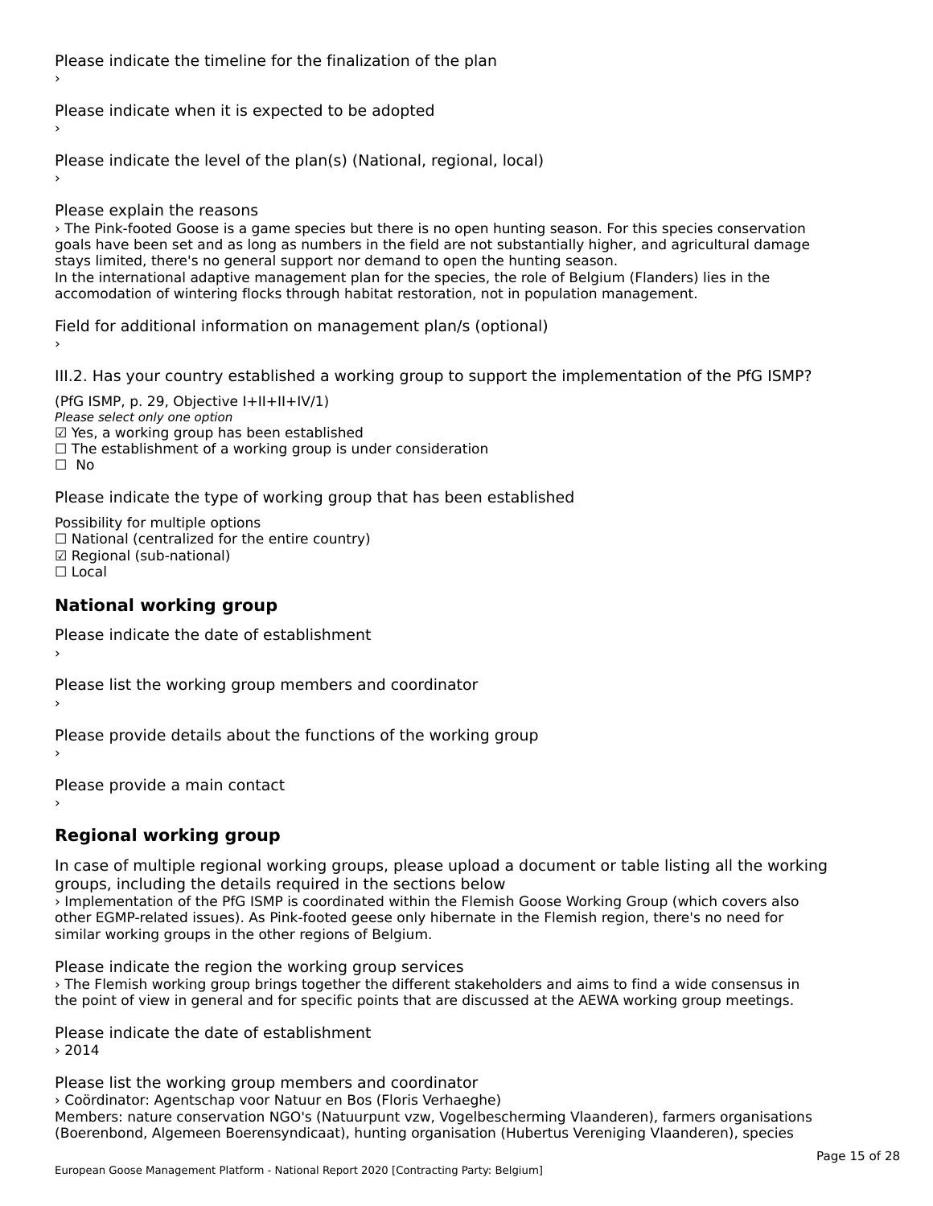Please indicate the timeline for the finalization of the plan
›

Please indicate when it is expected to be adopted
›

Please indicate the level of the plan(s) (National, regional, local)
›

Please explain the reasons
› The Pink-footed Goose is a game species but there is no open hunting season. For this species conservation goals have been set and as long as numbers in the field are not substantially higher, and agricultural damage stays limited, there's no general support nor demand to open the hunting season.
In the international adaptive management plan for the species, the role of Belgium (Flanders) lies in the accomodation of wintering flocks through habitat restoration, not in population management.

Field for additional information on management plan/s (optional)
›

III.2. Has your country established a working group to support the implementation of the PfG ISMP?

(PfG ISMP, p. 29, Objective I+II+II+IV/1)
*Please select only one option*
☑ Yes, a working group has been established
☐ The establishment of a working group is under consideration
☐ No

Please indicate the type of working group that has been established

Possibility for multiple options
☐ National (centralized for the entire country)
☑ Regional (sub-national)
☐ Local

## National working group

Please indicate the date of establishment
›

Please list the working group members and coordinator
›

Please provide details about the functions of the working group
›

Please provide a main contact
›

## Regional working group

In case of multiple regional working groups, please upload a document or table listing all the working groups, including the details required in the sections below
› Implementation of the PfG ISMP is coordinated within the Flemish Goose Working Group (which covers also other EGMP-related issues). As Pink-footed geese only hibernate in the Flemish region, there's no need for similar working groups in the other regions of Belgium.

Please indicate the region the working group services
› The Flemish working group brings together the different stakeholders and aims to find a wide consensus in the point of view in general and for specific points that are discussed at the AEWA working group meetings.

Please indicate the date of establishment
› 2014

Please list the working group members and coordinator
› Coördinator: Agentschap voor Natuur en Bos (Floris Verhaeghe)
Members: nature conservation NGO's (Natuurpunt vzw, Vogelbescherming Vlaanderen), farmers organisations (Boerenbond, Algemeen Boerensyndicaat), hunting organisation (Hubertus Vereniging Vlaanderen), species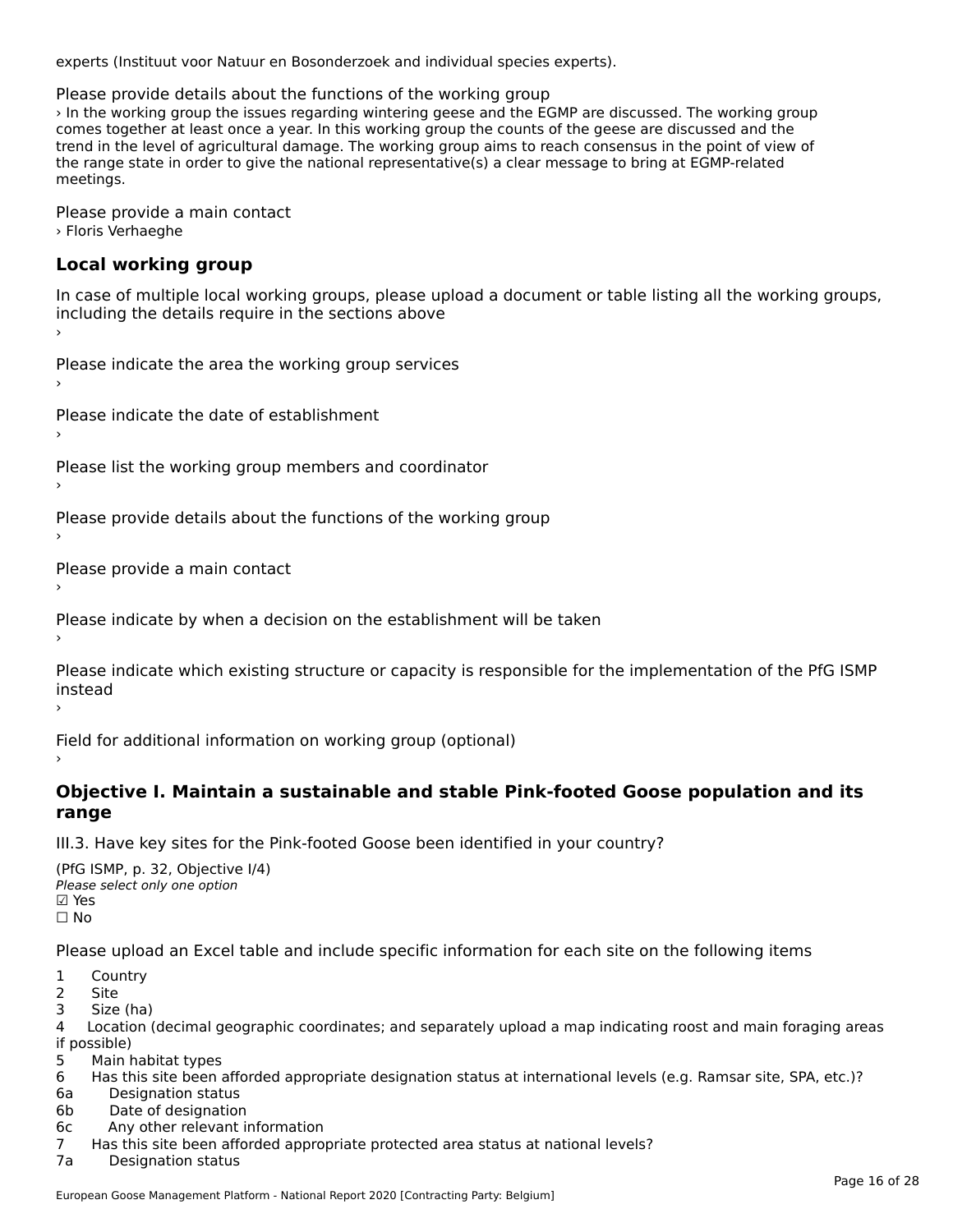experts (Instituut voor Natuur en Bosonderzoek and individual species experts).

Please provide details about the functions of the working group
› In the working group the issues regarding wintering geese and the EGMP are discussed. The working group comes together at least once a year. In this working group the counts of the geese are discussed and the trend in the level of agricultural damage. The working group aims to reach consensus in the point of view of the range state in order to give the national representative(s) a clear message to bring at EGMP-related meetings.

Please provide a main contact
› Floris Verhaeghe

## Local working group

In case of multiple local working groups, please upload a document or table listing all the working groups, including the details require in the sections above
›

Please indicate the area the working group services
›

Please indicate the date of establishment
›

Please list the working group members and coordinator
›

Please provide details about the functions of the working group
›

Please provide a main contact
›

Please indicate by when a decision on the establishment will be taken
›

Please indicate which existing structure or capacity is responsible for the implementation of the PfG ISMP instead
›

Field for additional information on working group (optional)
›

## Objective I. Maintain a sustainable and stable Pink-footed Goose population and its range

III.3. Have key sites for the Pink-footed Goose been identified in your country?

(PfG ISMP, p. 32, Objective I/4)
*Please select only one option*
☑ Yes
☐ No

Please upload an Excel table and include specific information for each site on the following items

1 Country
2 Site
3 Size (ha)
4 Location (decimal geographic coordinates; and separately upload a map indicating roost and main foraging areas if possible)
5 Main habitat types
6 Has this site been afforded appropriate designation status at international levels (e.g. Ramsar site, SPA, etc.)?
6a Designation status
6b Date of designation
6c Any other relevant information
7 Has this site been afforded appropriate protected area status at national levels?
7a Designation status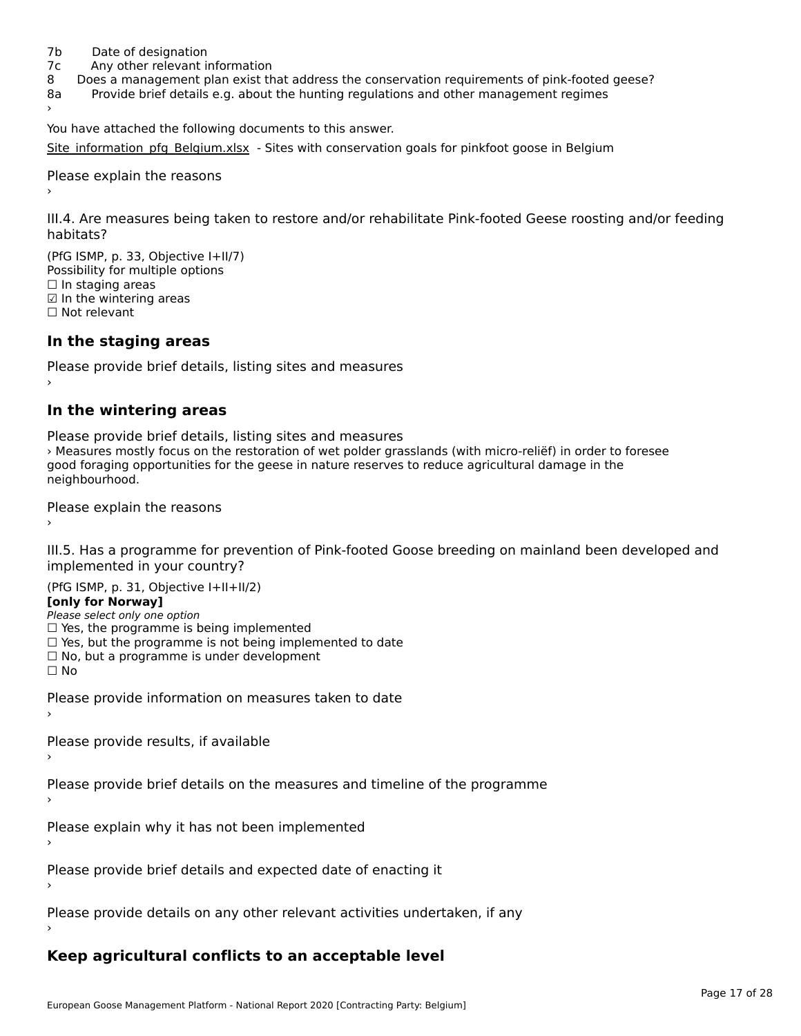7b Date of designation
7c Any other relevant information
8 Does a management plan exist that address the conservation requirements of pink-footed geese?
8a Provide brief details e.g. about the hunting regulations and other management regimes
›

You have attached the following documents to this answer.

Site_information_pfg_Belgium.xlsx - Sites with conservation goals for pinkfoot goose in Belgium

Please explain the reasons
›

III.4. Are measures being taken to restore and/or rehabilitate Pink-footed Geese roosting and/or feeding habitats?

(PfG ISMP, p. 33, Objective I+II/7)
Possibility for multiple options
☐ In staging areas
☑ In the wintering areas
☐ Not relevant

## In the staging areas

Please provide brief details, listing sites and measures
›

## In the wintering areas

Please provide brief details, listing sites and measures
› Measures mostly focus on the restoration of wet polder grasslands (with micro-reliëf) in order to foresee good foraging opportunities for the geese in nature reserves to reduce agricultural damage in the neighbourhood.

Please explain the reasons
›

III.5. Has a programme for prevention of Pink-footed Goose breeding on mainland been developed and implemented in your country?

(PfG ISMP, p. 31, Objective I+II+II/2)
**[only for Norway]**
*Please select only one option*
☐ Yes, the programme is being implemented
☐ Yes, but the programme is not being implemented to date
☐ No, but a programme is under development
☐ No

Please provide information on measures taken to date
›

Please provide results, if available
›

Please provide brief details on the measures and timeline of the programme
›

Please explain why it has not been implemented
›

Please provide brief details and expected date of enacting it
›

Please provide details on any other relevant activities undertaken, if any
›

## Keep agricultural conflicts to an acceptable level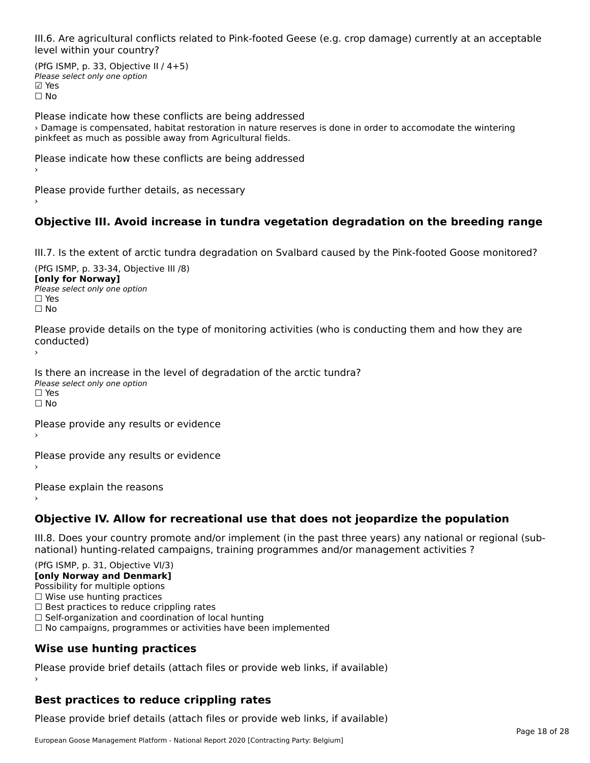III.6. Are agricultural conflicts related to Pink-footed Geese (e.g. crop damage) currently at an acceptable level within your country?

(PfG ISMP, p. 33, Objective II / 4+5)
*Please select only one option*
☑ Yes
☐ No

Please indicate how these conflicts are being addressed
› Damage is compensated, habitat restoration in nature reserves is done in order to accomodate the wintering pinkfeet as much as possible away from Agricultural fields.

Please indicate how these conflicts are being addressed
›

Please provide further details, as necessary
›

## Objective III. Avoid increase in tundra vegetation degradation on the breeding range

III.7. Is the extent of arctic tundra degradation on Svalbard caused by the Pink-footed Goose monitored?

(PfG ISMP, p. 33-34, Objective III /8)
**[only for Norway]**
*Please select only one option*
☐ Yes
☐ No

Please provide details on the type of monitoring activities (who is conducting them and how they are conducted)
›

Is there an increase in the level of degradation of the arctic tundra?
*Please select only one option*
☐ Yes
☐ No

Please provide any results or evidence
›

Please provide any results or evidence
›

Please explain the reasons
›

## Objective IV. Allow for recreational use that does not jeopardize the population

III.8. Does your country promote and/or implement (in the past three years) any national or regional (sub-national) hunting-related campaigns, training programmes and/or management activities ?

(PfG ISMP, p. 31, Objective VI/3)
**[only Norway and Denmark]**
Possibility for multiple options
☐ Wise use hunting practices
☐ Best practices to reduce crippling rates
☐ Self-organization and coordination of local hunting
☐ No campaigns, programmes or activities have been implemented

### Wise use hunting practices

Please provide brief details (attach files or provide web links, if available)
›

### Best practices to reduce crippling rates

Please provide brief details (attach files or provide web links, if available)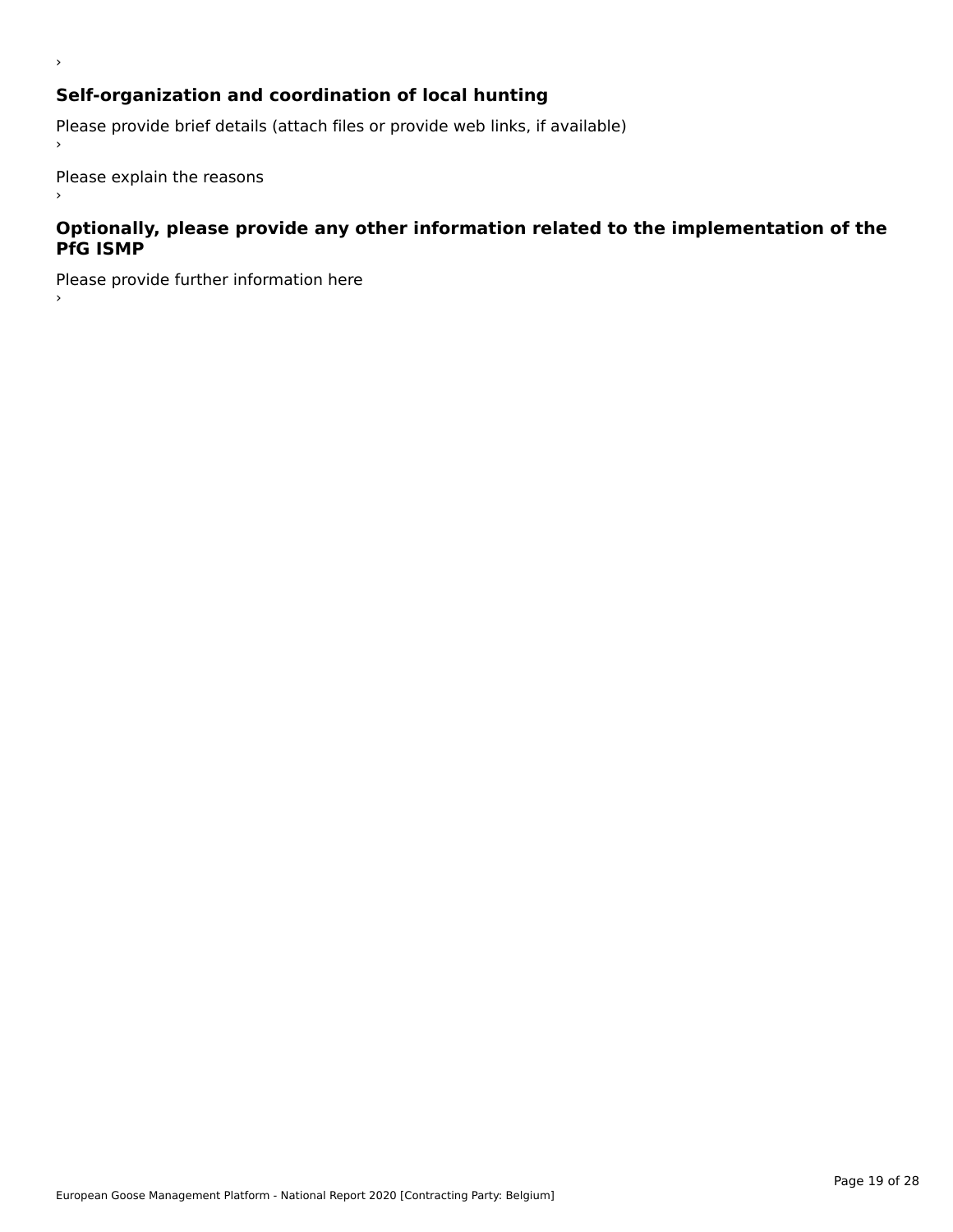›

### Self-organization and coordination of local hunting

Please provide brief details (attach files or provide web links, if available)

›

Please explain the reasons

›

### Optionally, please provide any other information related to the implementation of the PfG ISMP

Please provide further information here

›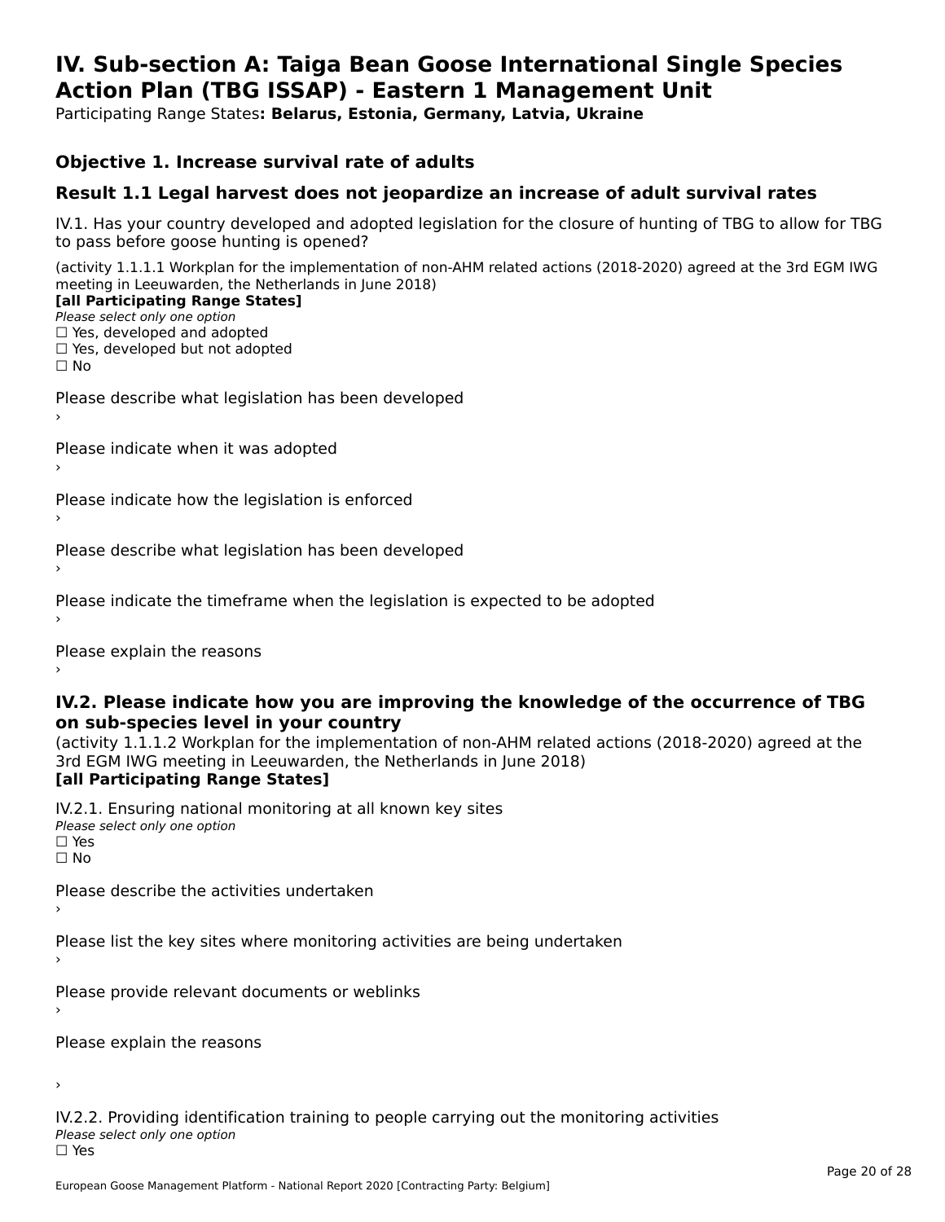# IV. Sub-section A: Taiga Bean Goose International Single Species Action Plan (TBG ISSAP) - Eastern 1 Management Unit

Participating Range States**: Belarus, Estonia, Germany, Latvia, Ukraine**

## Objective 1. Increase survival rate of adults

## Result 1.1 Legal harvest does not jeopardize an increase of adult survival rates

IV.1. Has your country developed and adopted legislation for the closure of hunting of TBG to allow for TBG to pass before goose hunting is opened?

(activity 1.1.1.1 Workplan for the implementation of non-AHM related actions (2018-2020) agreed at the 3rd EGM IWG meeting in Leeuwarden, the Netherlands in June 2018)

**[all Participating Range States]**

*Please select only one option*

☐ Yes, developed and adopted
☐ Yes, developed but not adopted
☐ No

Please describe what legislation has been developed
›

Please indicate when it was adopted
›

Please indicate how the legislation is enforced
›

Please describe what legislation has been developed
›

Please indicate the timeframe when the legislation is expected to be adopted
›

Please explain the reasons
›

### IV.2. Please indicate how you are improving the knowledge of the occurrence of TBG on sub-species level in your country

(activity 1.1.1.2 Workplan for the implementation of non-AHM related actions (2018-2020) agreed at the 3rd EGM IWG meeting in Leeuwarden, the Netherlands in June 2018)

**[all Participating Range States]**

IV.2.1. Ensuring national monitoring at all known key sites

*Please select only one option*

☐ Yes
☐ No

Please describe the activities undertaken
›

Please list the key sites where monitoring activities are being undertaken
›

Please provide relevant documents or weblinks
›

Please explain the reasons

›

IV.2.2. Providing identification training to people carrying out the monitoring activities

*Please select only one option*

☐ Yes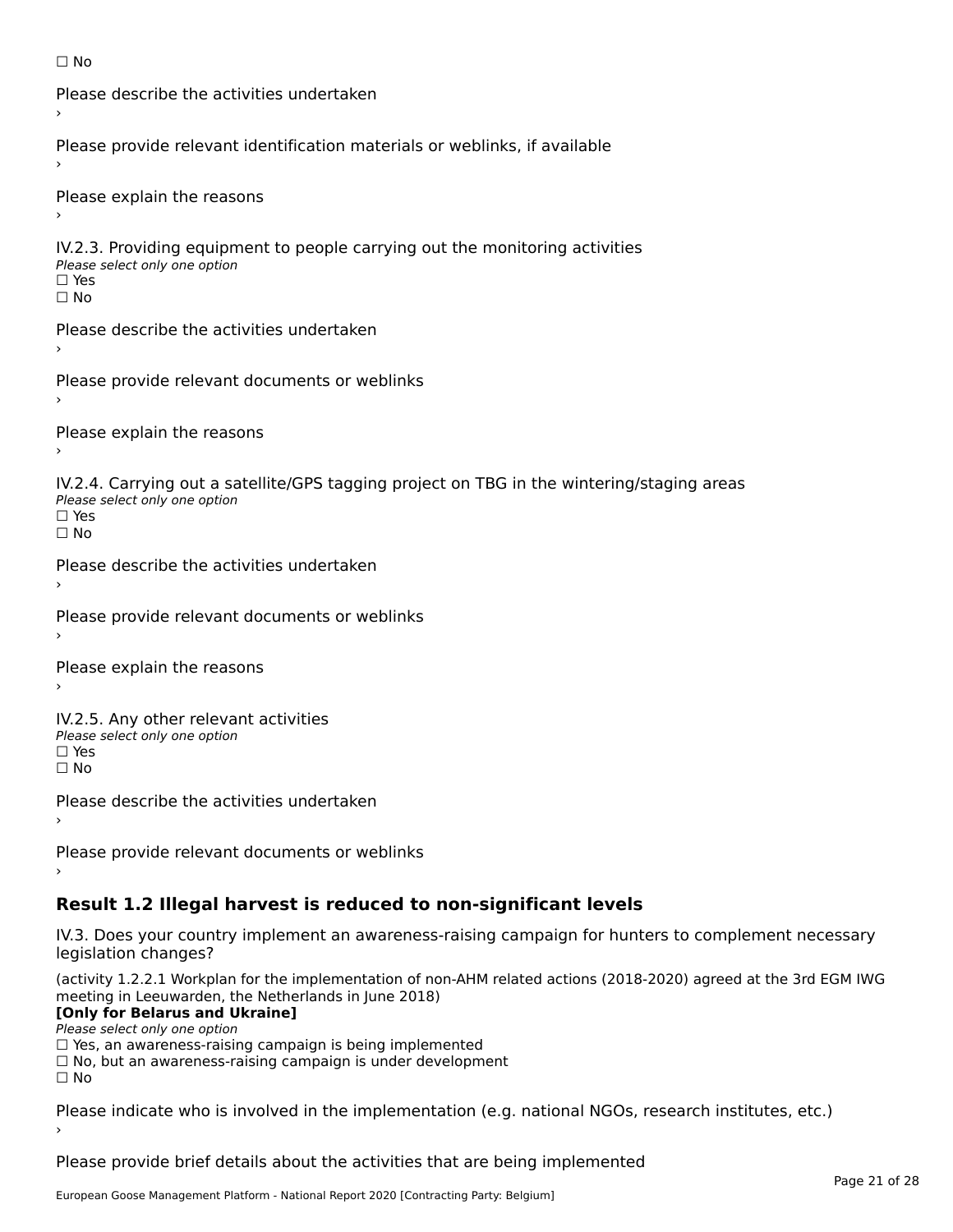☐ No

Please describe the activities undertaken

›

Please provide relevant identification materials or weblinks, if available

›

Please explain the reasons

›

IV.2.3. Providing equipment to people carrying out the monitoring activities

*Please select only one option*

☐ Yes

☐ No

Please describe the activities undertaken

›

Please provide relevant documents or weblinks

›

Please explain the reasons

›

IV.2.4. Carrying out a satellite/GPS tagging project on TBG in the wintering/staging areas

*Please select only one option*

☐ Yes

☐ No

Please describe the activities undertaken

›

Please provide relevant documents or weblinks

›

Please explain the reasons

›

IV.2.5. Any other relevant activities

*Please select only one option*

☐ Yes

☐ No

Please describe the activities undertaken

›

Please provide relevant documents or weblinks

›

## Result 1.2 Illegal harvest is reduced to non-significant levels

IV.3. Does your country implement an awareness-raising campaign for hunters to complement necessary legislation changes?

(activity 1.2.2.1 Workplan for the implementation of non-AHM related actions (2018-2020) agreed at the 3rd EGM IWG meeting in Leeuwarden, the Netherlands in June 2018)

**[Only for Belarus and Ukraine]**

*Please select only one option*

☐ Yes, an awareness-raising campaign is being implemented

☐ No, but an awareness-raising campaign is under development

☐ No

Please indicate who is involved in the implementation (e.g. national NGOs, research institutes, etc.)

›

Please provide brief details about the activities that are being implemented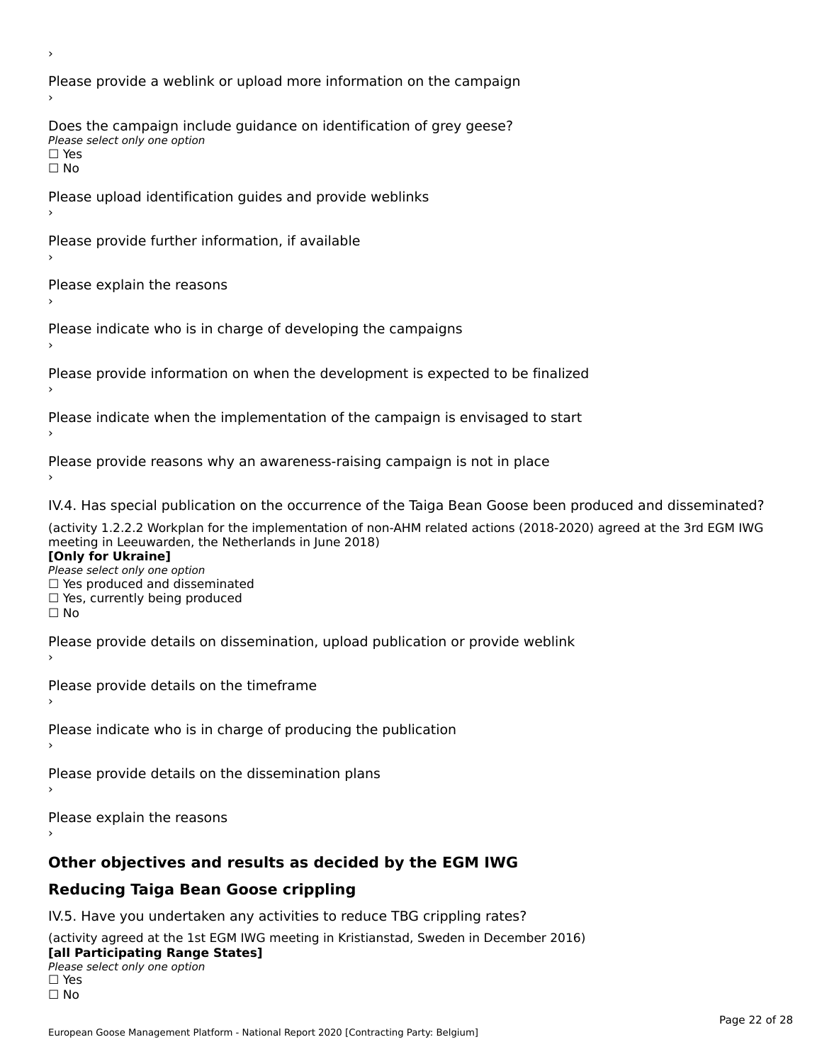›

Please provide a weblink or upload more information on the campaign

›

Does the campaign include guidance on identification of grey geese?

*Please select only one option*

☐ Yes

☐ No

Please upload identification guides and provide weblinks

›

Please provide further information, if available

›

Please explain the reasons

›

Please indicate who is in charge of developing the campaigns

›

Please provide information on when the development is expected to be finalized

›

Please indicate when the implementation of the campaign is envisaged to start

›

Please provide reasons why an awareness-raising campaign is not in place

›

IV.4. Has special publication on the occurrence of the Taiga Bean Goose been produced and disseminated?

(activity 1.2.2.2 Workplan for the implementation of non-AHM related actions (2018-2020) agreed at the 3rd EGM IWG meeting in Leeuwarden, the Netherlands in June 2018)

**[Only for Ukraine]**

*Please select only one option*

☐ Yes produced and disseminated

☐ Yes, currently being produced

☐ No

Please provide details on dissemination, upload publication or provide weblink

›

Please provide details on the timeframe

›

Please indicate who is in charge of producing the publication

›

Please provide details on the dissemination plans

›

Please explain the reasons

›

## Other objectives and results as decided by the EGM IWG

## Reducing Taiga Bean Goose crippling

IV.5. Have you undertaken any activities to reduce TBG crippling rates?

(activity agreed at the 1st EGM IWG meeting in Kristianstad, Sweden in December 2016)

**[all Participating Range States]**

*Please select only one option*

☐ Yes

☐ No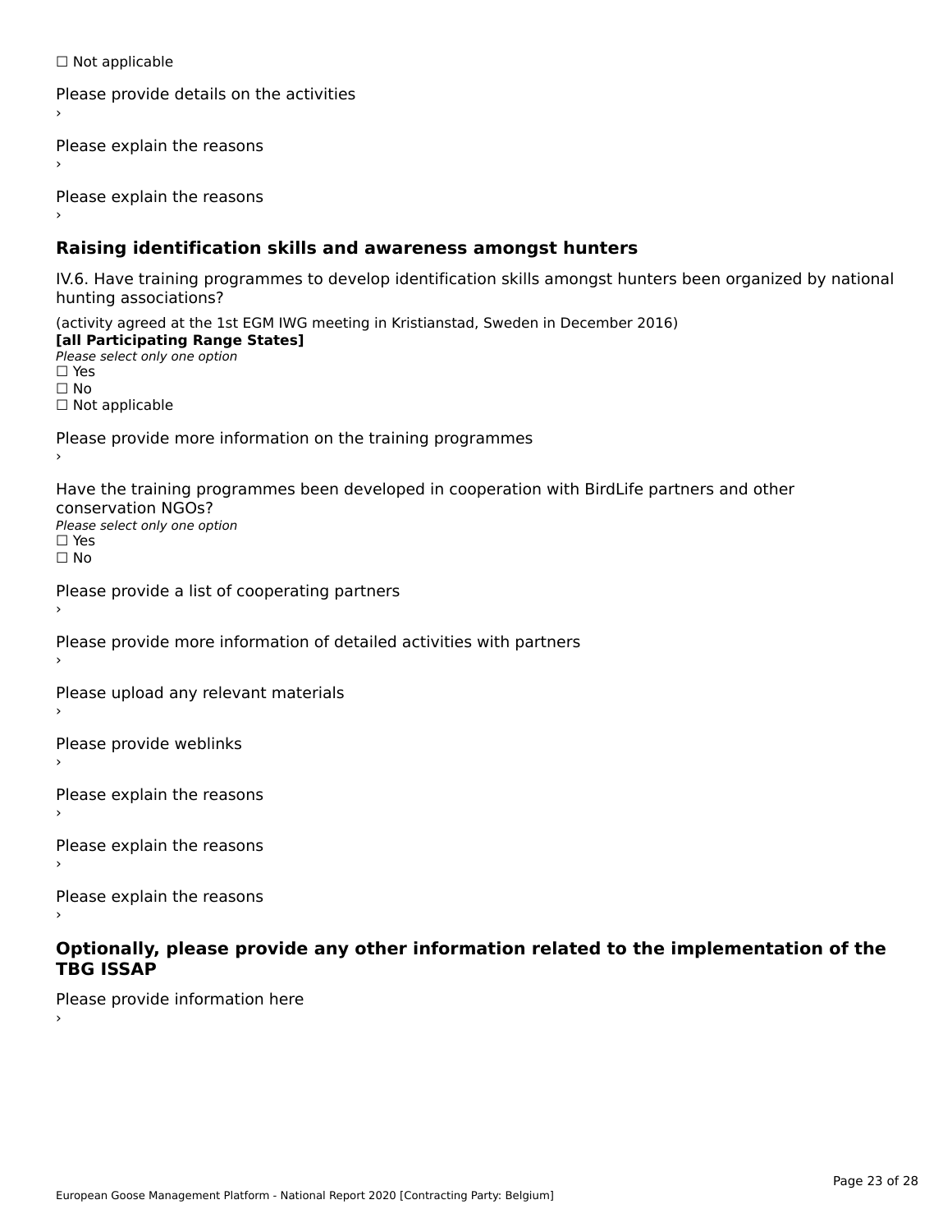☐ Not applicable

Please provide details on the activities
›

Please explain the reasons
›

Please explain the reasons
›

## Raising identification skills and awareness amongst hunters

IV.6. Have training programmes to develop identification skills amongst hunters been organized by national hunting associations?

(activity agreed at the 1st EGM IWG meeting in Kristianstad, Sweden in December 2016)
**[all Participating Range States]**
*Please select only one option*
☐ Yes
☐ No
☐ Not applicable

Please provide more information on the training programmes
›

Have the training programmes been developed in cooperation with BirdLife partners and other conservation NGOs?
*Please select only one option*
☐ Yes
☐ No

Please provide a list of cooperating partners
›

Please provide more information of detailed activities with partners
›

Please upload any relevant materials
›

Please provide weblinks
›

Please explain the reasons
›

Please explain the reasons
›

Please explain the reasons
›

## Optionally, please provide any other information related to the implementation of the TBG ISSAP

Please provide information here
›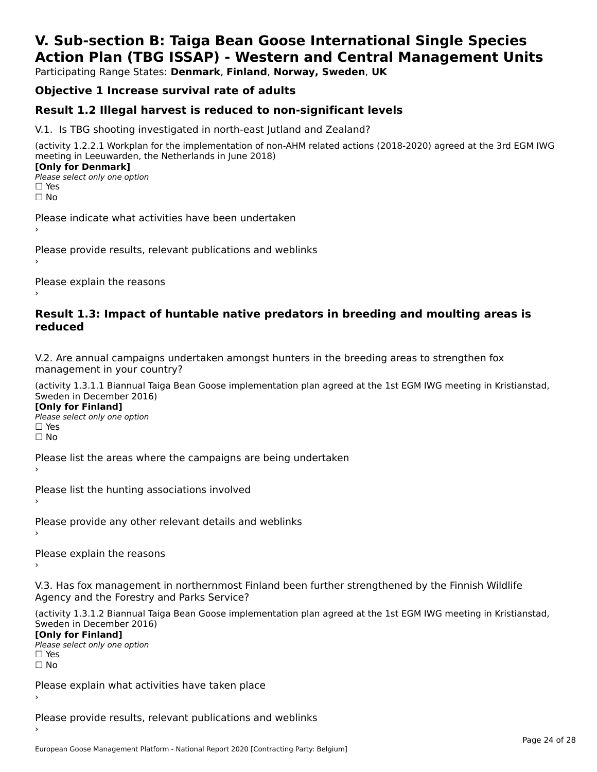# V. Sub-section B: Taiga Bean Goose International Single Species Action Plan (TBG ISSAP) - Western and Central Management Units

Participating Range States: **Denmark**, **Finland**, **Norway, Sweden**, **UK**

## Objective 1 Increase survival rate of adults

## Result 1.2 Illegal harvest is reduced to non-significant levels

V.1. Is TBG shooting investigated in north-east Jutland and Zealand?

(activity 1.2.2.1 Workplan for the implementation of non-AHM related actions (2018-2020) agreed at the 3rd EGM IWG meeting in Leeuwarden, the Netherlands in June 2018)

**[Only for Denmark]**

*Please select only one option*

☐ Yes

☐ No

Please indicate what activities have been undertaken

›

Please provide results, relevant publications and weblinks

›

Please explain the reasons

›

## Result 1.3: Impact of huntable native predators in breeding and moulting areas is reduced

V.2. Are annual campaigns undertaken amongst hunters in the breeding areas to strengthen fox management in your country?

(activity 1.3.1.1 Biannual Taiga Bean Goose implementation plan agreed at the 1st EGM IWG meeting in Kristianstad, Sweden in December 2016)

**[Only for Finland]**

*Please select only one option*

☐ Yes

☐ No

Please list the areas where the campaigns are being undertaken

›

Please list the hunting associations involved

›

Please provide any other relevant details and weblinks

›

Please explain the reasons

›

V.3. Has fox management in northernmost Finland been further strengthened by the Finnish Wildlife Agency and the Forestry and Parks Service?

(activity 1.3.1.2 Biannual Taiga Bean Goose implementation plan agreed at the 1st EGM IWG meeting in Kristianstad, Sweden in December 2016)

**[Only for Finland]**

*Please select only one option*

☐ Yes

☐ No

Please explain what activities have taken place

›

Please provide results, relevant publications and weblinks

›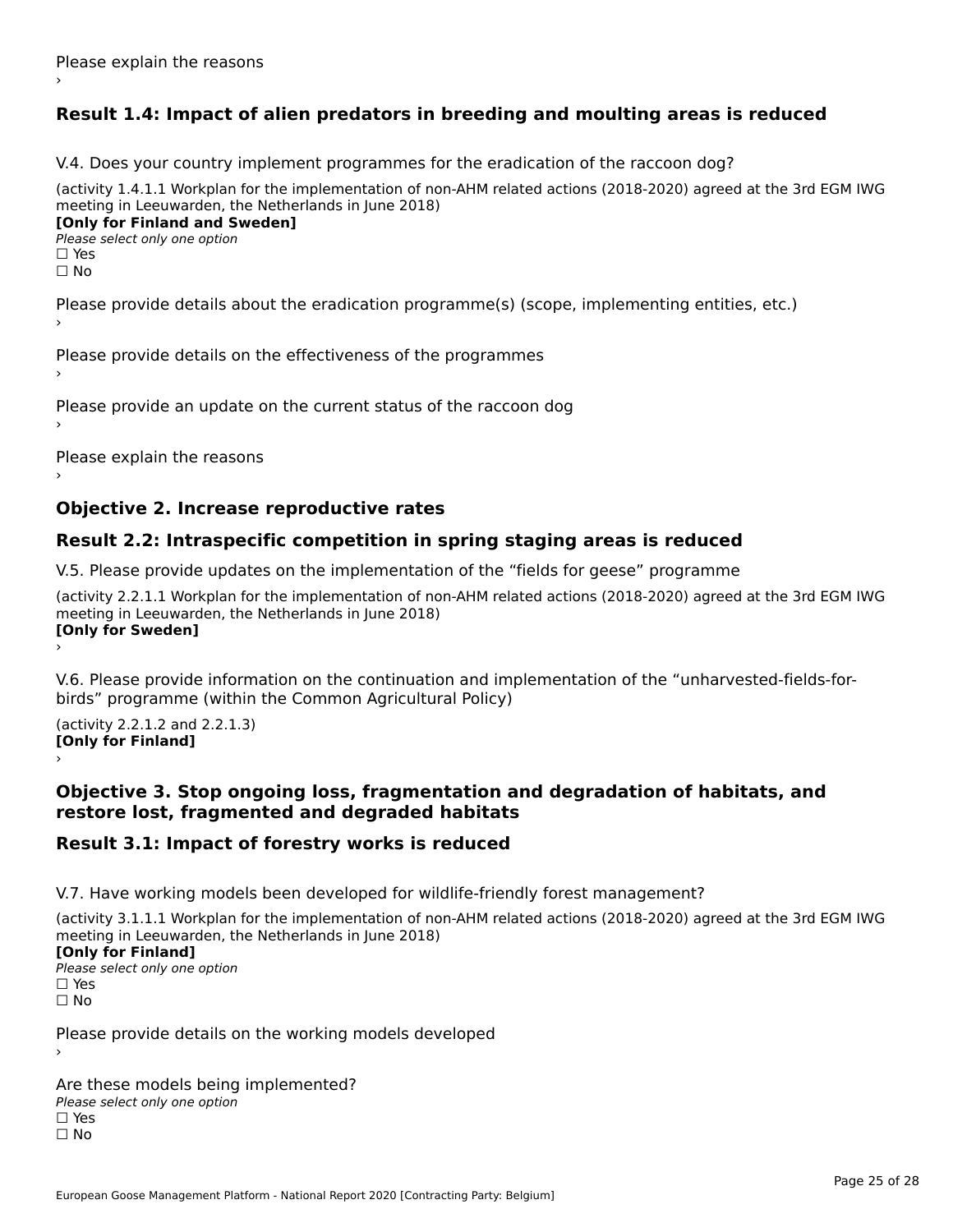Please explain the reasons
›

## Result 1.4: Impact of alien predators in breeding and moulting areas is reduced

V.4. Does your country implement programmes for the eradication of the raccoon dog?

(activity 1.4.1.1 Workplan for the implementation of non-AHM related actions (2018-2020) agreed at the 3rd EGM IWG meeting in Leeuwarden, the Netherlands in June 2018)
**[Only for Finland and Sweden]**
*Please select only one option*
☐ Yes
☐ No

Please provide details about the eradication programme(s) (scope, implementing entities, etc.)
›

Please provide details on the effectiveness of the programmes
›

Please provide an update on the current status of the raccoon dog
›

Please explain the reasons
›

## Objective 2. Increase reproductive rates

## Result 2.2: Intraspecific competition in spring staging areas is reduced

V.5. Please provide updates on the implementation of the "fields for geese" programme

(activity 2.2.1.1 Workplan for the implementation of non-AHM related actions (2018-2020) agreed at the 3rd EGM IWG meeting in Leeuwarden, the Netherlands in June 2018)
**[Only for Sweden]**
›

V.6. Please provide information on the continuation and implementation of the "unharvested-fields-for-birds" programme (within the Common Agricultural Policy)

(activity 2.2.1.2 and 2.2.1.3)
**[Only for Finland]**
›

## Objective 3. Stop ongoing loss, fragmentation and degradation of habitats, and restore lost, fragmented and degraded habitats

## Result 3.1: Impact of forestry works is reduced

V.7. Have working models been developed for wildlife-friendly forest management?

(activity 3.1.1.1 Workplan for the implementation of non-AHM related actions (2018-2020) agreed at the 3rd EGM IWG meeting in Leeuwarden, the Netherlands in June 2018)
**[Only for Finland]**
*Please select only one option*
☐ Yes
☐ No

Please provide details on the working models developed
›

Are these models being implemented?
*Please select only one option*
☐ Yes
☐ No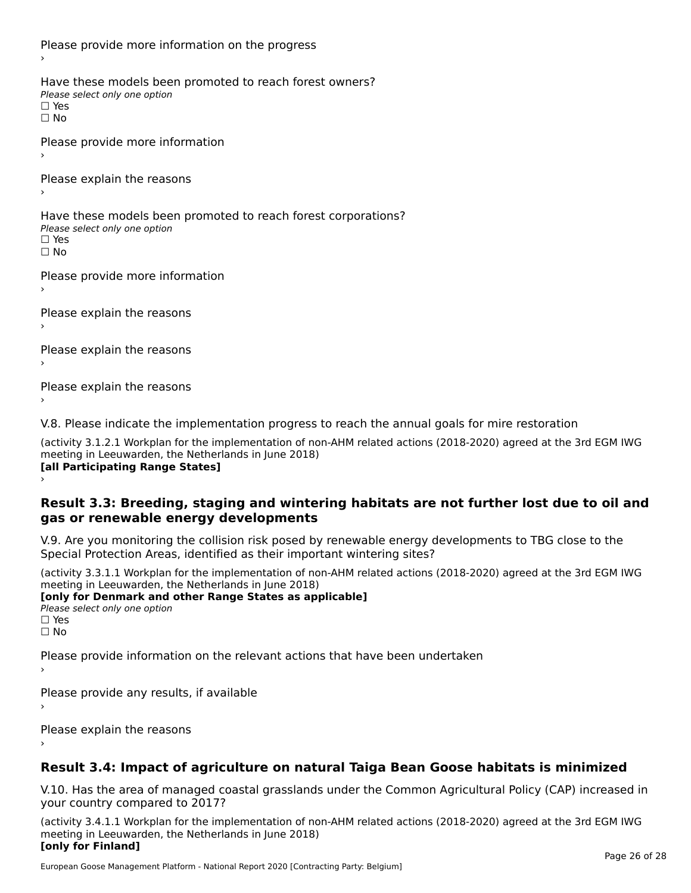Please provide more information on the progress

›

Have these models been promoted to reach forest owners?

*Please select only one option*

☐ Yes

☐ No

Please provide more information

›

Please explain the reasons

›

Have these models been promoted to reach forest corporations?

*Please select only one option*

☐ Yes

☐ No

Please provide more information

›

Please explain the reasons

›

Please explain the reasons

›

Please explain the reasons

›

V.8. Please indicate the implementation progress to reach the annual goals for mire restoration

(activity 3.1.2.1 Workplan for the implementation of non-AHM related actions (2018-2020) agreed at the 3rd EGM IWG meeting in Leeuwarden, the Netherlands in June 2018)

**[all Participating Range States]**

›

## Result 3.3: Breeding, staging and wintering habitats are not further lost due to oil and gas or renewable energy developments

V.9. Are you monitoring the collision risk posed by renewable energy developments to TBG close to the Special Protection Areas, identified as their important wintering sites?

(activity 3.3.1.1 Workplan for the implementation of non-AHM related actions (2018-2020) agreed at the 3rd EGM IWG meeting in Leeuwarden, the Netherlands in June 2018)

**[only for Denmark and other Range States as applicable]**

*Please select only one option*

☐ Yes

☐ No

Please provide information on the relevant actions that have been undertaken

›

Please provide any results, if available

›

Please explain the reasons

›

## Result 3.4: Impact of agriculture on natural Taiga Bean Goose habitats is minimized

V.10. Has the area of managed coastal grasslands under the Common Agricultural Policy (CAP) increased in your country compared to 2017?

(activity 3.4.1.1 Workplan for the implementation of non-AHM related actions (2018-2020) agreed at the 3rd EGM IWG meeting in Leeuwarden, the Netherlands in June 2018)

**[only for Finland]**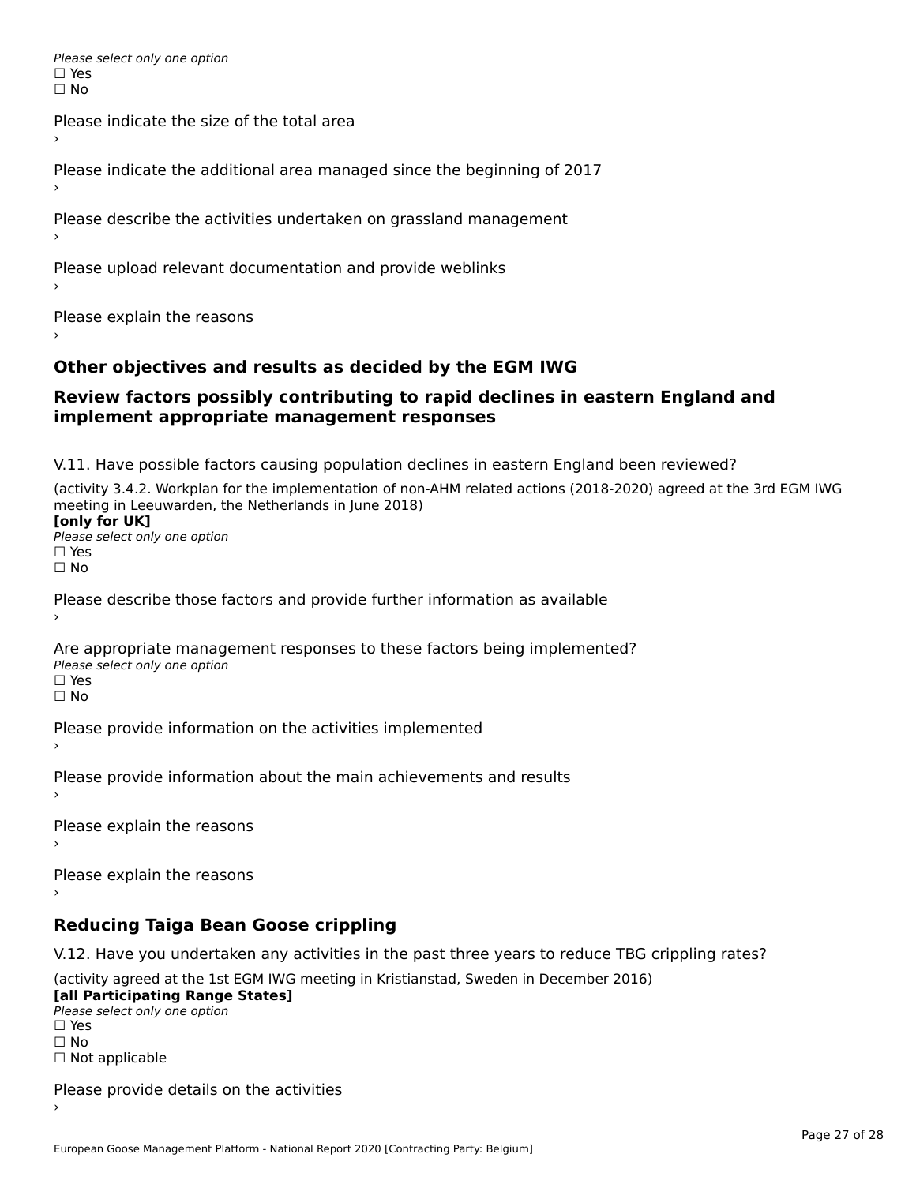*Please select only one option*
☐ Yes
☐ No

Please indicate the size of the total area
›

Please indicate the additional area managed since the beginning of 2017
›

Please describe the activities undertaken on grassland management
›

Please upload relevant documentation and provide weblinks
›

Please explain the reasons
›

## Other objectives and results as decided by the EGM IWG

## Review factors possibly contributing to rapid declines in eastern England and implement appropriate management responses

V.11. Have possible factors causing population declines in eastern England been reviewed?

(activity 3.4.2. Workplan for the implementation of non-AHM related actions (2018-2020) agreed at the 3rd EGM IWG meeting in Leeuwarden, the Netherlands in June 2018)
**[only for UK]**
*Please select only one option*
☐ Yes
☐ No

Please describe those factors and provide further information as available
›

Are appropriate management responses to these factors being implemented?
*Please select only one option*
☐ Yes
☐ No

Please provide information on the activities implemented
›

Please provide information about the main achievements and results
›

Please explain the reasons
›

Please explain the reasons
›

## Reducing Taiga Bean Goose crippling

V.12. Have you undertaken any activities in the past three years to reduce TBG crippling rates?

(activity agreed at the 1st EGM IWG meeting in Kristianstad, Sweden in December 2016)
**[all Participating Range States]**
*Please select only one option*
☐ Yes
☐ No
☐ Not applicable

Please provide details on the activities
›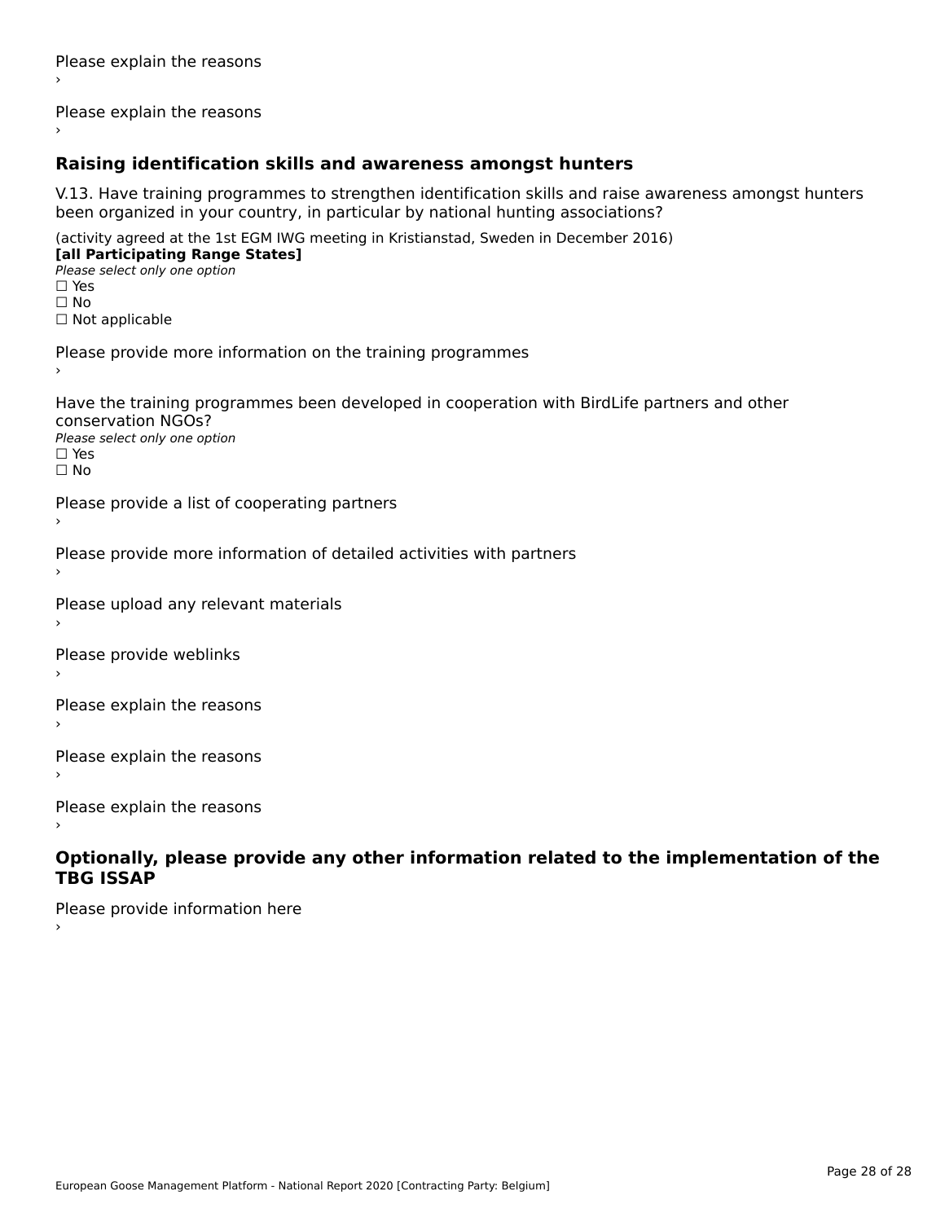Please explain the reasons
›

Please explain the reasons
›

## Raising identification skills and awareness amongst hunters

V.13. Have training programmes to strengthen identification skills and raise awareness amongst hunters been organized in your country, in particular by national hunting associations?

(activity agreed at the 1st EGM IWG meeting in Kristianstad, Sweden in December 2016)
**[all Participating Range States]**
*Please select only one option*
☐ Yes
☐ No
☐ Not applicable

Please provide more information on the training programmes
›

Have the training programmes been developed in cooperation with BirdLife partners and other conservation NGOs?
*Please select only one option*
☐ Yes
☐ No

Please provide a list of cooperating partners
›

Please provide more information of detailed activities with partners
›

Please upload any relevant materials
›

Please provide weblinks
›

Please explain the reasons
›

Please explain the reasons
›

Please explain the reasons
›

## Optionally, please provide any other information related to the implementation of the TBG ISSAP

Please provide information here
›